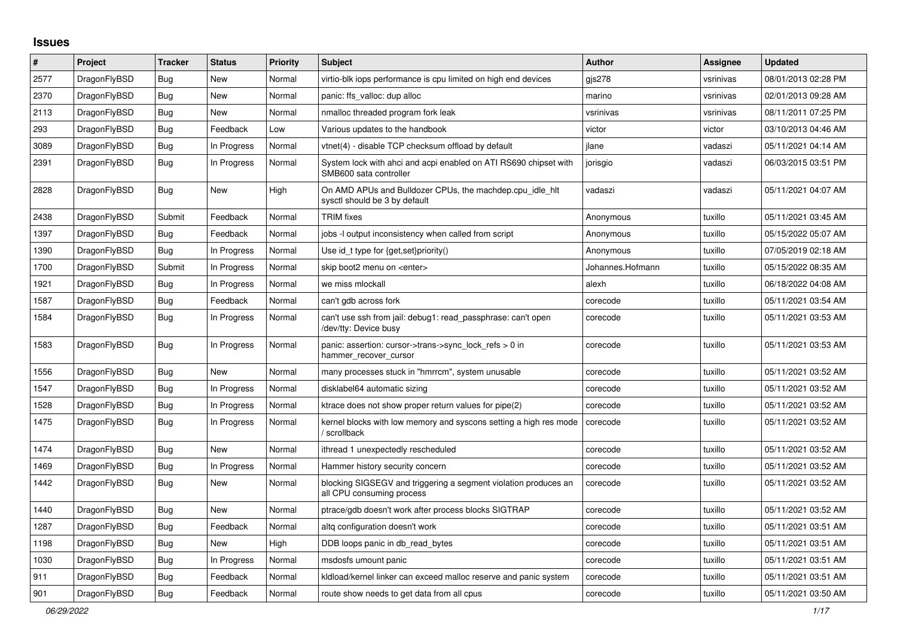# Issues

| # | Project | Tracker | Status | Priority | Subject | Author | Assignee | Updated |
|---|---|---|---|---|---|---|---|---|
| 2577 | DragonFlyBSD | Bug | New | Normal | virtio-blk iops performance is cpu limited on high end devices | gjs278 | vsrinivas | 08/01/2013 02:28 PM |
| 2370 | DragonFlyBSD | Bug | New | Normal | panic: ffs_valloc: dup alloc | marino | vsrinivas | 02/01/2013 09:28 AM |
| 2113 | DragonFlyBSD | Bug | New | Normal | nmalloc threaded program fork leak | vsrinivas | vsrinivas | 08/11/2011 07:25 PM |
| 293 | DragonFlyBSD | Bug | Feedback | Low | Various updates to the handbook | victor | victor | 03/10/2013 04:46 AM |
| 3089 | DragonFlyBSD | Bug | In Progress | Normal | vtnet(4) - disable TCP checksum offload by default | jlane | vadaszi | 05/11/2021 04:14 AM |
| 2391 | DragonFlyBSD | Bug | In Progress | Normal | System lock with ahci and acpi enabled on ATI RS690 chipset with SMB600 sata controller | jorisgio | vadaszi | 06/03/2015 03:51 PM |
| 2828 | DragonFlyBSD | Bug | New | High | On AMD APUs and Bulldozer CPUs, the machdep.cpu_idle_hlt sysctl should be 3 by default | vadaszi | vadaszi | 05/11/2021 04:07 AM |
| 2438 | DragonFlyBSD | Submit | Feedback | Normal | TRIM fixes | Anonymous | tuxillo | 05/11/2021 03:45 AM |
| 1397 | DragonFlyBSD | Bug | Feedback | Normal | jobs -l output inconsistency when called from script | Anonymous | tuxillo | 05/15/2022 05:07 AM |
| 1390 | DragonFlyBSD | Bug | In Progress | Normal | Use id_t type for {get,set}priority() | Anonymous | tuxillo | 07/05/2019 02:18 AM |
| 1700 | DragonFlyBSD | Submit | In Progress | Normal | skip boot2 menu on <enter> | Johannes.Hofmann | tuxillo | 05/15/2022 08:35 AM |
| 1921 | DragonFlyBSD | Bug | In Progress | Normal | we miss mlockall | alexh | tuxillo | 06/18/2022 04:08 AM |
| 1587 | DragonFlyBSD | Bug | Feedback | Normal | can't gdb across fork | corecode | tuxillo | 05/11/2021 03:54 AM |
| 1584 | DragonFlyBSD | Bug | In Progress | Normal | can't use ssh from jail: debug1: read_passphrase: can't open /dev/tty: Device busy | corecode | tuxillo | 05/11/2021 03:53 AM |
| 1583 | DragonFlyBSD | Bug | In Progress | Normal | panic: assertion: cursor->trans->sync_lock_refs > 0 in hammer_recover_cursor | corecode | tuxillo | 05/11/2021 03:53 AM |
| 1556 | DragonFlyBSD | Bug | New | Normal | many processes stuck in "hmrrcm", system unusable | corecode | tuxillo | 05/11/2021 03:52 AM |
| 1547 | DragonFlyBSD | Bug | In Progress | Normal | disklabel64 automatic sizing | corecode | tuxillo | 05/11/2021 03:52 AM |
| 1528 | DragonFlyBSD | Bug | In Progress | Normal | ktrace does not show proper return values for pipe(2) | corecode | tuxillo | 05/11/2021 03:52 AM |
| 1475 | DragonFlyBSD | Bug | In Progress | Normal | kernel blocks with low memory and syscons setting a high res mode / scrollback | corecode | tuxillo | 05/11/2021 03:52 AM |
| 1474 | DragonFlyBSD | Bug | New | Normal | ithread 1 unexpectedly rescheduled | corecode | tuxillo | 05/11/2021 03:52 AM |
| 1469 | DragonFlyBSD | Bug | In Progress | Normal | Hammer history security concern | corecode | tuxillo | 05/11/2021 03:52 AM |
| 1442 | DragonFlyBSD | Bug | New | Normal | blocking SIGSEGV and triggering a segment violation produces an all CPU consuming process | corecode | tuxillo | 05/11/2021 03:52 AM |
| 1440 | DragonFlyBSD | Bug | New | Normal | ptrace/gdb doesn't work after process blocks SIGTRAP | corecode | tuxillo | 05/11/2021 03:52 AM |
| 1287 | DragonFlyBSD | Bug | Feedback | Normal | altq configuration doesn't work | corecode | tuxillo | 05/11/2021 03:51 AM |
| 1198 | DragonFlyBSD | Bug | New | High | DDB loops panic in db_read_bytes | corecode | tuxillo | 05/11/2021 03:51 AM |
| 1030 | DragonFlyBSD | Bug | In Progress | Normal | msdosfs umount panic | corecode | tuxillo | 05/11/2021 03:51 AM |
| 911 | DragonFlyBSD | Bug | Feedback | Normal | kldload/kernel linker can exceed malloc reserve and panic system | corecode | tuxillo | 05/11/2021 03:51 AM |
| 901 | DragonFlyBSD | Bug | Feedback | Normal | route show needs to get data from all cpus | corecode | tuxillo | 05/11/2021 03:50 AM |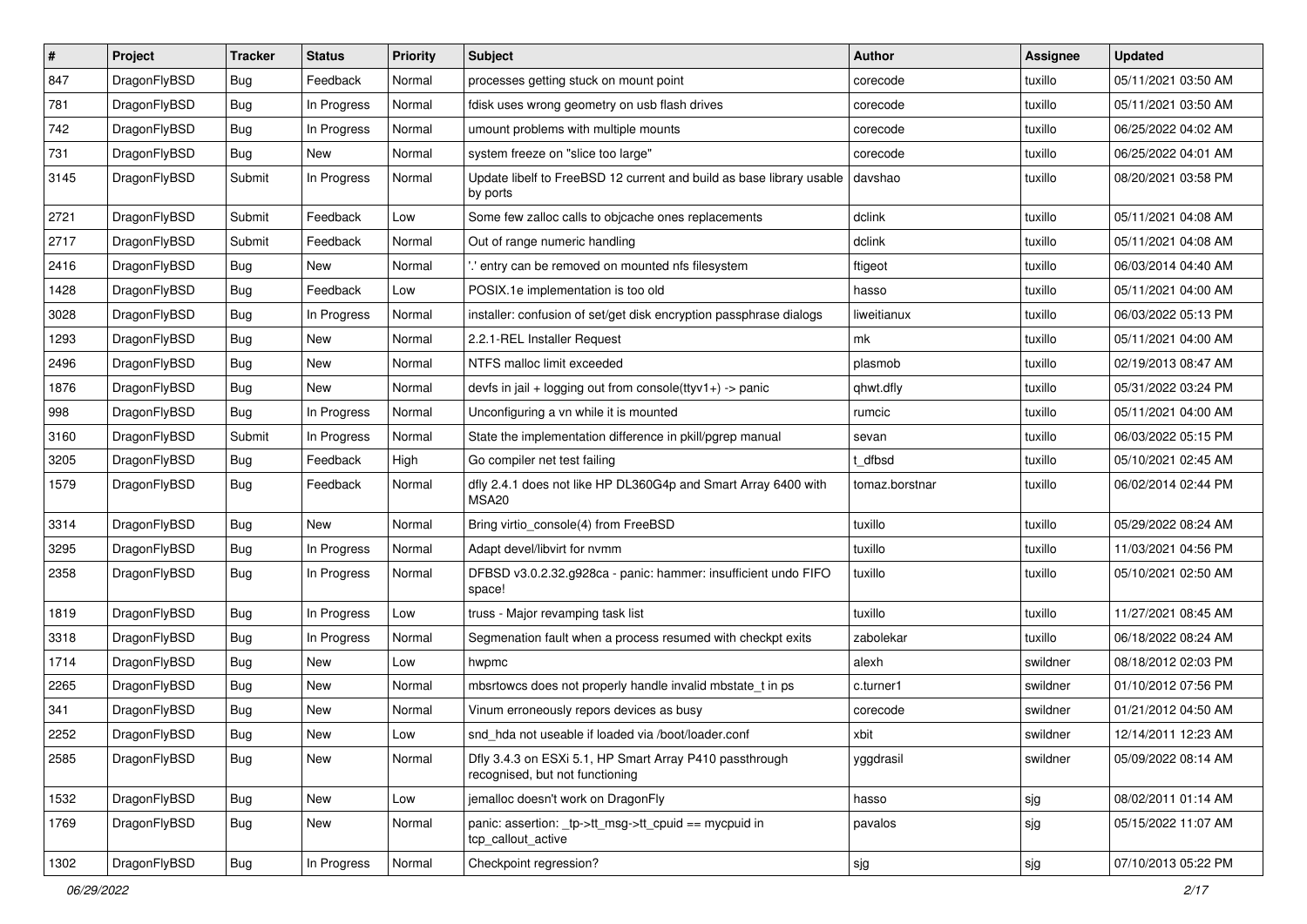| # | Project | Tracker | Status | Priority | Subject | Author | Assignee | Updated |
|---|---|---|---|---|---|---|---|---|
| 847 | DragonFlyBSD | Bug | Feedback | Normal | processes getting stuck on mount point | corecode | tuxillo | 05/11/2021 03:50 AM |
| 781 | DragonFlyBSD | Bug | In Progress | Normal | fdisk uses wrong geometry on usb flash drives | corecode | tuxillo | 05/11/2021 03:50 AM |
| 742 | DragonFlyBSD | Bug | In Progress | Normal | umount problems with multiple mounts | corecode | tuxillo | 06/25/2022 04:02 AM |
| 731 | DragonFlyBSD | Bug | New | Normal | system freeze on "slice too large" | corecode | tuxillo | 06/25/2022 04:01 AM |
| 3145 | DragonFlyBSD | Submit | In Progress | Normal | Update libelf to FreeBSD 12 current and build as base library usable by ports | davshao | tuxillo | 08/20/2021 03:58 PM |
| 2721 | DragonFlyBSD | Submit | Feedback | Low | Some few zalloc calls to objcache ones replacements | dclink | tuxillo | 05/11/2021 04:08 AM |
| 2717 | DragonFlyBSD | Submit | Feedback | Normal | Out of range numeric handling | dclink | tuxillo | 05/11/2021 04:08 AM |
| 2416 | DragonFlyBSD | Bug | New | Normal | '.' entry can be removed on mounted nfs filesystem | ftigeot | tuxillo | 06/03/2014 04:40 AM |
| 1428 | DragonFlyBSD | Bug | Feedback | Low | POSIX.1e implementation is too old | hasso | tuxillo | 05/11/2021 04:00 AM |
| 3028 | DragonFlyBSD | Bug | In Progress | Normal | installer: confusion of set/get disk encryption passphrase dialogs | liweitianux | tuxillo | 06/03/2022 05:13 PM |
| 1293 | DragonFlyBSD | Bug | New | Normal | 2.2.1-REL Installer Request | mk | tuxillo | 05/11/2021 04:00 AM |
| 2496 | DragonFlyBSD | Bug | New | Normal | NTFS malloc limit exceeded | plasmob | tuxillo | 02/19/2013 08:47 AM |
| 1876 | DragonFlyBSD | Bug | New | Normal | devfs in jail + logging out from console(ttyv1+) -> panic | qhwt.dfly | tuxillo | 05/31/2022 03:24 PM |
| 998 | DragonFlyBSD | Bug | In Progress | Normal | Unconfiguring a vn while it is mounted | rumcic | tuxillo | 05/11/2021 04:00 AM |
| 3160 | DragonFlyBSD | Submit | In Progress | Normal | State the implementation difference in pkill/pgrep manual | sevan | tuxillo | 06/03/2022 05:15 PM |
| 3205 | DragonFlyBSD | Bug | Feedback | High | Go compiler net test failing | t_dfbsd | tuxillo | 05/10/2021 02:45 AM |
| 1579 | DragonFlyBSD | Bug | Feedback | Normal | dfly 2.4.1 does not like HP DL360G4p and Smart Array 6400 with MSA20 | tomaz.borstnar | tuxillo | 06/02/2014 02:44 PM |
| 3314 | DragonFlyBSD | Bug | New | Normal | Bring virtio_console(4) from FreeBSD | tuxillo | tuxillo | 05/29/2022 08:24 AM |
| 3295 | DragonFlyBSD | Bug | In Progress | Normal | Adapt devel/libvirt for nvmm | tuxillo | tuxillo | 11/03/2021 04:56 PM |
| 2358 | DragonFlyBSD | Bug | In Progress | Normal | DFBSD v3.0.2.32.g928ca - panic: hammer: insufficient undo FIFO space! | tuxillo | tuxillo | 05/10/2021 02:50 AM |
| 1819 | DragonFlyBSD | Bug | In Progress | Low | truss - Major revamping task list | tuxillo | tuxillo | 11/27/2021 08:45 AM |
| 3318 | DragonFlyBSD | Bug | In Progress | Normal | Segmenation fault when a process resumed with checkpt exits | zabolekar | tuxillo | 06/18/2022 08:24 AM |
| 1714 | DragonFlyBSD | Bug | New | Low | hwpmc | alexh | swildner | 08/18/2012 02:03 PM |
| 2265 | DragonFlyBSD | Bug | New | Normal | mbsrtowcs does not properly handle invalid mbstate_t in ps | c.turner1 | swildner | 01/10/2012 07:56 PM |
| 341 | DragonFlyBSD | Bug | New | Normal | Vinum erroneously repors devices as busy | corecode | swildner | 01/21/2012 04:50 AM |
| 2252 | DragonFlyBSD | Bug | New | Low | snd_hda not useable if loaded via /boot/loader.conf | xbit | swildner | 12/14/2011 12:23 AM |
| 2585 | DragonFlyBSD | Bug | New | Normal | Dfly 3.4.3 on ESXi 5.1, HP Smart Array P410 passthrough recognised, but not functioning | yggdrasil | swildner | 05/09/2022 08:14 AM |
| 1532 | DragonFlyBSD | Bug | New | Low | jemalloc doesn't work on DragonFly | hasso | sjg | 08/02/2011 01:14 AM |
| 1769 | DragonFlyBSD | Bug | New | Normal | panic: assertion: _tp->tt_msg->tt_cpuid == mycpuid in tcp_callout_active | pavalos | sjg | 05/15/2022 11:07 AM |
| 1302 | DragonFlyBSD | Bug | In Progress | Normal | Checkpoint regression? | sjg | sjg | 07/10/2013 05:22 PM |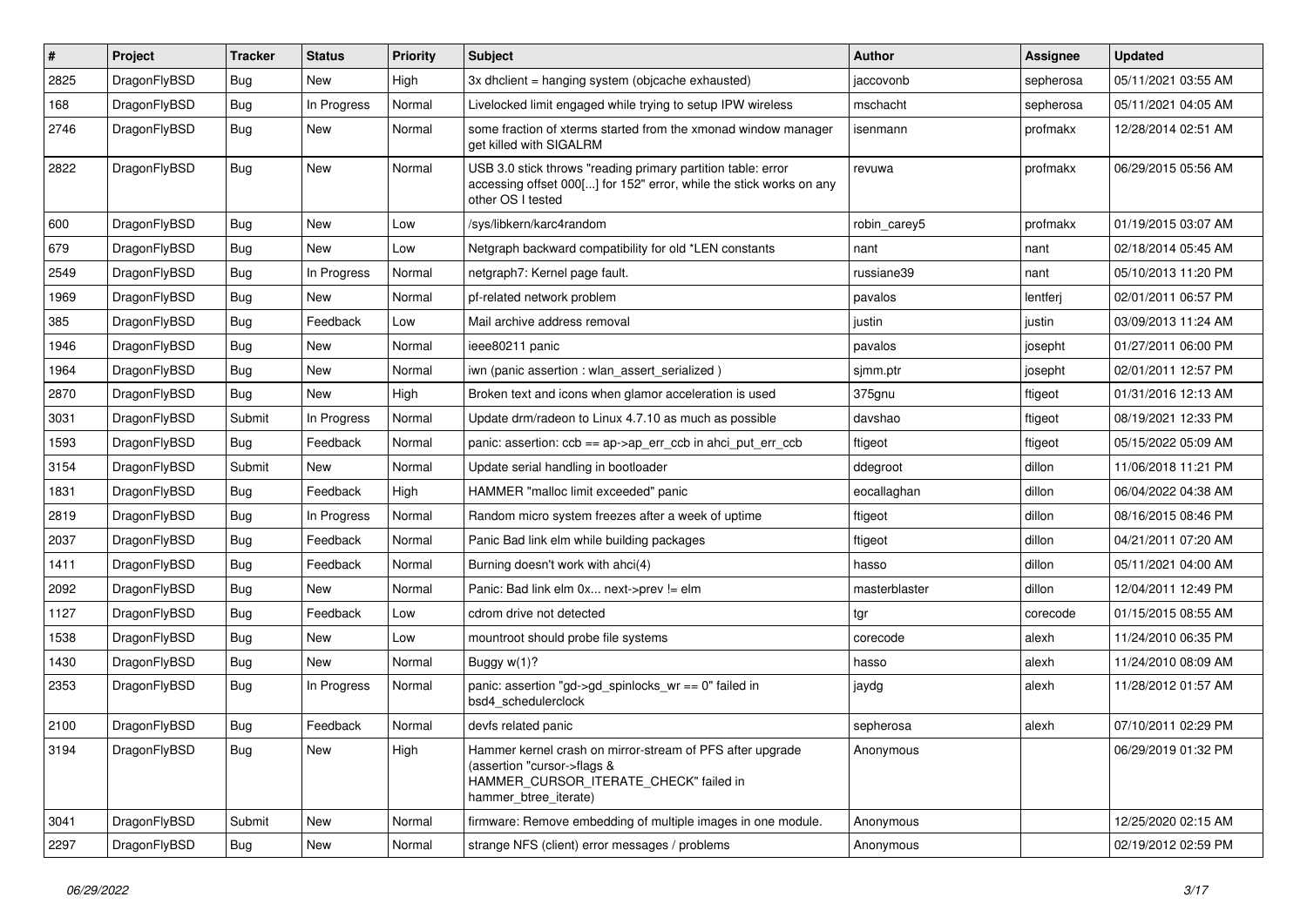| # | Project | Tracker | Status | Priority | Subject | Author | Assignee | Updated |
|---|---|---|---|---|---|---|---|---|
| 2825 | DragonFlyBSD | Bug | New | High | 3x dhclient = hanging system (objcache exhausted) | jaccovonb | sepherosa | 05/11/2021 03:55 AM |
| 168 | DragonFlyBSD | Bug | In Progress | Normal | Livelocked limit engaged while trying to setup IPW wireless | mschacht | sepherosa | 05/11/2021 04:05 AM |
| 2746 | DragonFlyBSD | Bug | New | Normal | some fraction of xterms started from the xmonad window manager get killed with SIGALRM | isenmann | profmakx | 12/28/2014 02:51 AM |
| 2822 | DragonFlyBSD | Bug | New | Normal | USB 3.0 stick throws "reading primary partition table: error accessing offset 000[...] for 152" error, while the stick works on any other OS I tested | revuwa | profmakx | 06/29/2015 05:56 AM |
| 600 | DragonFlyBSD | Bug | New | Low | /sys/libkern/karc4random | robin_carey5 | profmakx | 01/19/2015 03:07 AM |
| 679 | DragonFlyBSD | Bug | New | Low | Netgraph backward compatibility for old *LEN constants | nant | nant | 02/18/2014 05:45 AM |
| 2549 | DragonFlyBSD | Bug | In Progress | Normal | netgraph7: Kernel page fault. | russiane39 | nant | 05/10/2013 11:20 PM |
| 1969 | DragonFlyBSD | Bug | New | Normal | pf-related network problem | pavalos | lentferj | 02/01/2011 06:57 PM |
| 385 | DragonFlyBSD | Bug | Feedback | Low | Mail archive address removal | justin | justin | 03/09/2013 11:24 AM |
| 1946 | DragonFlyBSD | Bug | New | Normal | ieee80211 panic | pavalos | josepht | 01/27/2011 06:00 PM |
| 1964 | DragonFlyBSD | Bug | New | Normal | iwn (panic assertion : wlan_assert_serialized ) | sjmm.ptr | josepht | 02/01/2011 12:57 PM |
| 2870 | DragonFlyBSD | Bug | New | High | Broken text and icons when glamor acceleration is used | 375gnu | ftigeot | 01/31/2016 12:13 AM |
| 3031 | DragonFlyBSD | Submit | In Progress | Normal | Update drm/radeon to Linux 4.7.10 as much as possible | davshao | ftigeot | 08/19/2021 12:33 PM |
| 1593 | DragonFlyBSD | Bug | Feedback | Normal | panic: assertion: ccb == ap->ap_err_ccb in ahci_put_err_ccb | ftigeot | ftigeot | 05/15/2022 05:09 AM |
| 3154 | DragonFlyBSD | Submit | New | Normal | Update serial handling in bootloader | ddegroot | dillon | 11/06/2018 11:21 PM |
| 1831 | DragonFlyBSD | Bug | Feedback | High | HAMMER "malloc limit exceeded" panic | eocallaghan | dillon | 06/04/2022 04:38 AM |
| 2819 | DragonFlyBSD | Bug | In Progress | Normal | Random micro system freezes after a week of uptime | ftigeot | dillon | 08/16/2015 08:46 PM |
| 2037 | DragonFlyBSD | Bug | Feedback | Normal | Panic Bad link elm while building packages | ftigeot | dillon | 04/21/2011 07:20 AM |
| 1411 | DragonFlyBSD | Bug | Feedback | Normal | Burning doesn't work with ahci(4) | hasso | dillon | 05/11/2021 04:00 AM |
| 2092 | DragonFlyBSD | Bug | New | Normal | Panic: Bad link elm 0x... next->prev != elm | masterblaster | dillon | 12/04/2011 12:49 PM |
| 1127 | DragonFlyBSD | Bug | Feedback | Low | cdrom drive not detected | tgr | corecode | 01/15/2015 08:55 AM |
| 1538 | DragonFlyBSD | Bug | New | Low | mountroot should probe file systems | corecode | alexh | 11/24/2010 06:35 PM |
| 1430 | DragonFlyBSD | Bug | New | Normal | Buggy w(1)? | hasso | alexh | 11/24/2010 08:09 AM |
| 2353 | DragonFlyBSD | Bug | In Progress | Normal | panic: assertion "gd->gd_spinlocks_wr == 0" failed in bsd4_schedulerclock | jaydg | alexh | 11/28/2012 01:57 AM |
| 2100 | DragonFlyBSD | Bug | Feedback | Normal | devfs related panic | sepherosa | alexh | 07/10/2011 02:29 PM |
| 3194 | DragonFlyBSD | Bug | New | High | Hammer kernel crash on mirror-stream of PFS after upgrade (assertion "cursor->flags & HAMMER_CURSOR_ITERATE_CHECK" failed in hammer_btree_iterate) | Anonymous | | 06/29/2019 01:32 PM |
| 3041 | DragonFlyBSD | Submit | New | Normal | firmware: Remove embedding of multiple images in one module. | Anonymous | | 12/25/2020 02:15 AM |
| 2297 | DragonFlyBSD | Bug | New | Normal | strange NFS (client) error messages / problems | Anonymous | | 02/19/2012 02:59 PM |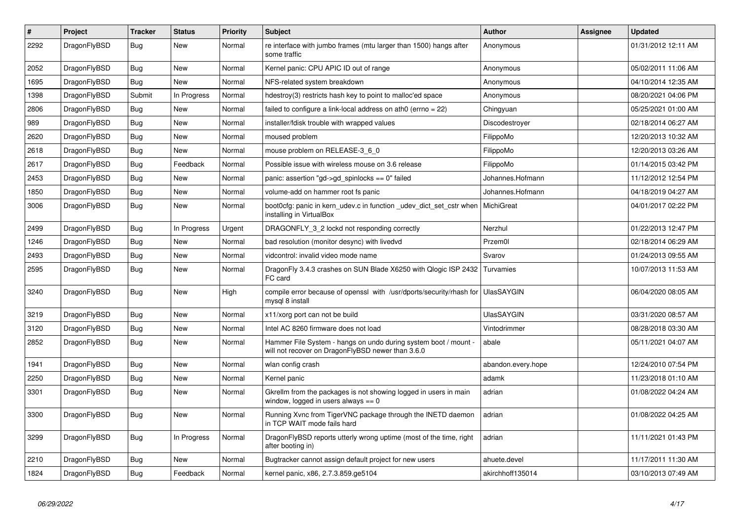| # | Project | Tracker | Status | Priority | Subject | Author | Assignee | Updated |
|---|---|---|---|---|---|---|---|---|
| 2292 | DragonFlyBSD | Bug | New | Normal | re interface with jumbo frames (mtu larger than 1500) hangs after some traffic | Anonymous | | 01/31/2012 12:11 AM |
| 2052 | DragonFlyBSD | Bug | New | Normal | Kernel panic: CPU APIC ID out of range | Anonymous | | 05/02/2011 11:06 AM |
| 1695 | DragonFlyBSD | Bug | New | Normal | NFS-related system breakdown | Anonymous | | 04/10/2014 12:35 AM |
| 1398 | DragonFlyBSD | Submit | In Progress | Normal | hdestroy(3) restricts hash key to point to malloc'ed space | Anonymous | | 08/20/2021 04:06 PM |
| 2806 | DragonFlyBSD | Bug | New | Normal | failed to configure a link-local address on ath0 (errno = 22) | Chingyuan | | 05/25/2021 01:00 AM |
| 989 | DragonFlyBSD | Bug | New | Normal | installer/fdisk trouble with wrapped values | Discodestroyer | | 02/18/2014 06:27 AM |
| 2620 | DragonFlyBSD | Bug | New | Normal | moused problem | FilippoMo | | 12/20/2013 10:32 AM |
| 2618 | DragonFlyBSD | Bug | New | Normal | mouse problem on RELEASE-3_6_0 | FilippoMo | | 12/20/2013 03:26 AM |
| 2617 | DragonFlyBSD | Bug | Feedback | Normal | Possible issue with wireless mouse on 3.6 release | FilippoMo | | 01/14/2015 03:42 PM |
| 2453 | DragonFlyBSD | Bug | New | Normal | panic: assertion "gd->gd_spinlocks == 0" failed | Johannes.Hofmann | | 11/12/2012 12:54 PM |
| 1850 | DragonFlyBSD | Bug | New | Normal | volume-add on hammer root fs panic | Johannes.Hofmann | | 04/18/2019 04:27 AM |
| 3006 | DragonFlyBSD | Bug | New | Normal | boot0cfg: panic in kern_udev.c in function _udev_dict_set_cstr when installing in VirtualBox | MichiGreat | | 04/01/2017 02:22 PM |
| 2499 | DragonFlyBSD | Bug | In Progress | Urgent | DRAGONFLY_3_2 lockd not responding correctly | Nerzhul | | 01/22/2013 12:47 PM |
| 1246 | DragonFlyBSD | Bug | New | Normal | bad resolution (monitor desync) with livedvd | Przem0l | | 02/18/2014 06:29 AM |
| 2493 | DragonFlyBSD | Bug | New | Normal | vidcontrol: invalid video mode name | Svarov | | 01/24/2013 09:55 AM |
| 2595 | DragonFlyBSD | Bug | New | Normal | DragonFly 3.4.3 crashes on SUN Blade X6250 with Qlogic ISP 2432 FC card | Turvamies | | 10/07/2013 11:53 AM |
| 3240 | DragonFlyBSD | Bug | New | High | compile error because of openssl with /usr/dports/security/rhash for mysql 8 install | UlasSAYGIN | | 06/04/2020 08:05 AM |
| 3219 | DragonFlyBSD | Bug | New | Normal | x11/xorg port can not be build | UlasSAYGIN | | 03/31/2020 08:57 AM |
| 3120 | DragonFlyBSD | Bug | New | Normal | Intel AC 8260 firmware does not load | Vintodrimmer | | 08/28/2018 03:30 AM |
| 2852 | DragonFlyBSD | Bug | New | Normal | Hammer File System - hangs on undo during system boot / mount - will not recover on DragonFlyBSD newer than 3.6.0 | abale | | 05/11/2021 04:07 AM |
| 1941 | DragonFlyBSD | Bug | New | Normal | wlan config crash | abandon.every.hope | | 12/24/2010 07:54 PM |
| 2250 | DragonFlyBSD | Bug | New | Normal | Kernel panic | adamk | | 11/23/2018 01:10 AM |
| 3301 | DragonFlyBSD | Bug | New | Normal | Gkrellm from the packages is not showing logged in users in main window, logged in users always == 0 | adrian | | 01/08/2022 04:24 AM |
| 3300 | DragonFlyBSD | Bug | New | Normal | Running Xvnc from TigerVNC package through the INETD daemon in TCP WAIT mode fails hard | adrian | | 01/08/2022 04:25 AM |
| 3299 | DragonFlyBSD | Bug | In Progress | Normal | DragonFlyBSD reports utterly wrong uptime (most of the time, right after booting in) | adrian | | 11/11/2021 01:43 PM |
| 2210 | DragonFlyBSD | Bug | New | Normal | Bugtracker cannot assign default project for new users | ahuete.devel | | 11/17/2011 11:30 AM |
| 1824 | DragonFlyBSD | Bug | Feedback | Normal | kernel panic, x86, 2.7.3.859.ge5104 | akirchhoff135014 | | 03/10/2013 07:49 AM |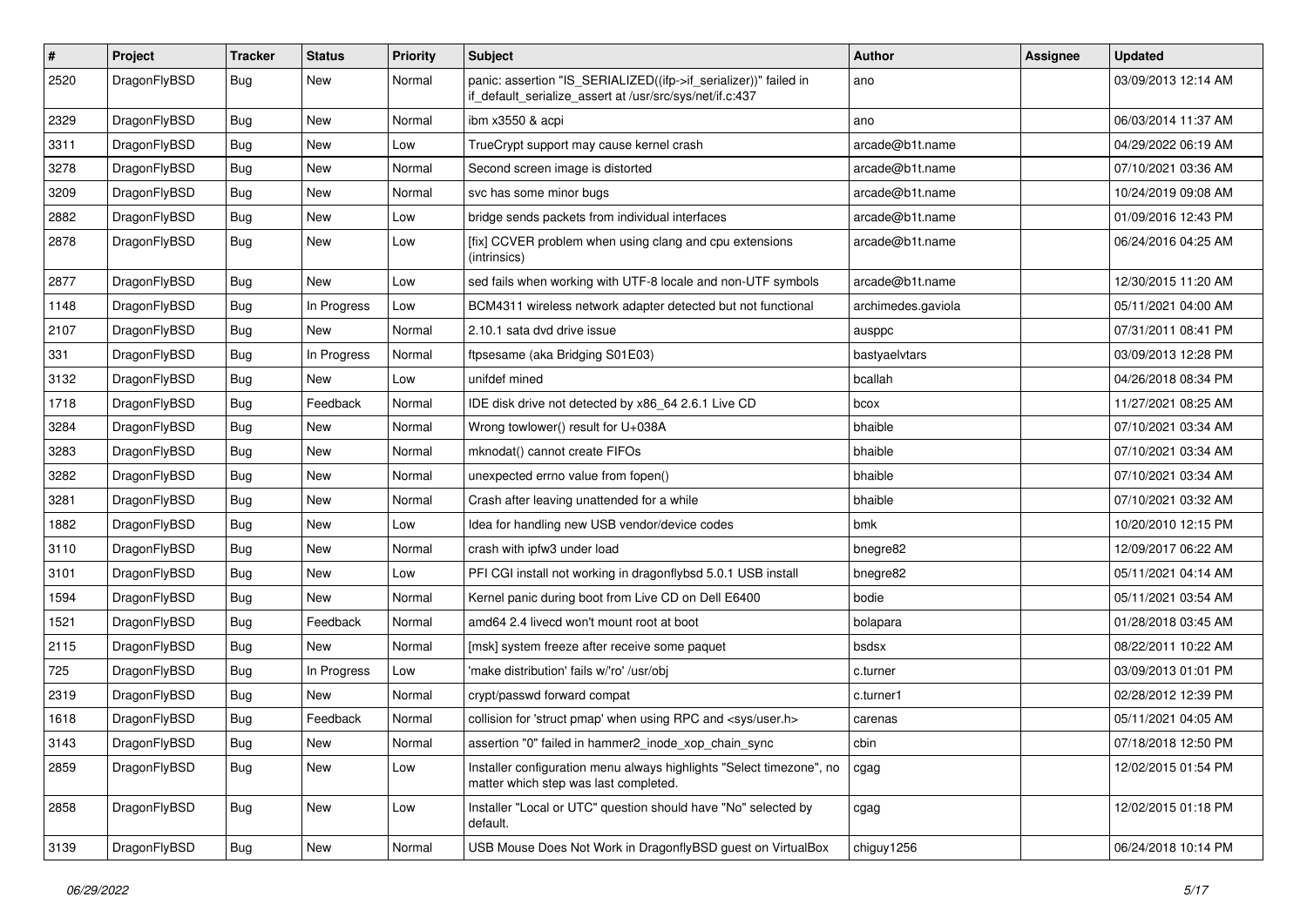| # | Project | Tracker | Status | Priority | Subject | Author | Assignee | Updated |
|---|---|---|---|---|---|---|---|---|
| 2520 | DragonFlyBSD | Bug | New | Normal | panic: assertion "IS_SERIALIZED((ifp->if_serializer))" failed in if_default_serialize_assert at /usr/src/sys/net/if.c:437 | ano | | 03/09/2013 12:14 AM |
| 2329 | DragonFlyBSD | Bug | New | Normal | ibm x3550 & acpi | ano | | 06/03/2014 11:37 AM |
| 3311 | DragonFlyBSD | Bug | New | Low | TrueCrypt support may cause kernel crash | arcade@b1t.name | | 04/29/2022 06:19 AM |
| 3278 | DragonFlyBSD | Bug | New | Normal | Second screen image is distorted | arcade@b1t.name | | 07/10/2021 03:36 AM |
| 3209 | DragonFlyBSD | Bug | New | Normal | svc has some minor bugs | arcade@b1t.name | | 10/24/2019 09:08 AM |
| 2882 | DragonFlyBSD | Bug | New | Low | bridge sends packets from individual interfaces | arcade@b1t.name | | 01/09/2016 12:43 PM |
| 2878 | DragonFlyBSD | Bug | New | Low | [fix] CCVER problem when using clang and cpu extensions (intrinsics) | arcade@b1t.name | | 06/24/2016 04:25 AM |
| 2877 | DragonFlyBSD | Bug | New | Low | sed fails when working with UTF-8 locale and non-UTF symbols | arcade@b1t.name | | 12/30/2015 11:20 AM |
| 1148 | DragonFlyBSD | Bug | In Progress | Low | BCM4311 wireless network adapter detected but not functional | archimedes.gaviola | | 05/11/2021 04:00 AM |
| 2107 | DragonFlyBSD | Bug | New | Normal | 2.10.1 sata dvd drive issue | ausppc | | 07/31/2011 08:41 PM |
| 331 | DragonFlyBSD | Bug | In Progress | Normal | ftpsesame (aka Bridging S01E03) | bastyaelvtars | | 03/09/2013 12:28 PM |
| 3132 | DragonFlyBSD | Bug | New | Low | unifdef mined | bcallah | | 04/26/2018 08:34 PM |
| 1718 | DragonFlyBSD | Bug | Feedback | Normal | IDE disk drive not detected by x86_64 2.6.1 Live CD | bcox | | 11/27/2021 08:25 AM |
| 3284 | DragonFlyBSD | Bug | New | Normal | Wrong towlower() result for U+038A | bhaible | | 07/10/2021 03:34 AM |
| 3283 | DragonFlyBSD | Bug | New | Normal | mknodat() cannot create FIFOs | bhaible | | 07/10/2021 03:34 AM |
| 3282 | DragonFlyBSD | Bug | New | Normal | unexpected errno value from fopen() | bhaible | | 07/10/2021 03:34 AM |
| 3281 | DragonFlyBSD | Bug | New | Normal | Crash after leaving unattended for a while | bhaible | | 07/10/2021 03:32 AM |
| 1882 | DragonFlyBSD | Bug | New | Low | Idea for handling new USB vendor/device codes | bmk | | 10/20/2010 12:15 PM |
| 3110 | DragonFlyBSD | Bug | New | Normal | crash with ipfw3 under load | bnegre82 | | 12/09/2017 06:22 AM |
| 3101 | DragonFlyBSD | Bug | New | Low | PFI CGI install not working in dragonflybsd 5.0.1 USB install | bnegre82 | | 05/11/2021 04:14 AM |
| 1594 | DragonFlyBSD | Bug | New | Normal | Kernel panic during boot from Live CD on Dell E6400 | bodie | | 05/11/2021 03:54 AM |
| 1521 | DragonFlyBSD | Bug | Feedback | Normal | amd64 2.4 livecd won't mount root at boot | bolapara | | 01/28/2018 03:45 AM |
| 2115 | DragonFlyBSD | Bug | New | Normal | [msk] system freeze after receive some paquet | bsdsx | | 08/22/2011 10:22 AM |
| 725 | DragonFlyBSD | Bug | In Progress | Low | 'make distribution' fails w/'ro' /usr/obj | c.turner | | 03/09/2013 01:01 PM |
| 2319 | DragonFlyBSD | Bug | New | Normal | crypt/passwd forward compat | c.turner1 | | 02/28/2012 12:39 PM |
| 1618 | DragonFlyBSD | Bug | Feedback | Normal | collision for 'struct pmap' when using RPC and <sys/user.h> | carenas | | 05/11/2021 04:05 AM |
| 3143 | DragonFlyBSD | Bug | New | Normal | assertion "0" failed in hammer2_inode_xop_chain_sync | cbin | | 07/18/2018 12:50 PM |
| 2859 | DragonFlyBSD | Bug | New | Low | Installer configuration menu always highlights "Select timezone", no matter which step was last completed. | cgag | | 12/02/2015 01:54 PM |
| 2858 | DragonFlyBSD | Bug | New | Low | Installer "Local or UTC" question should have "No" selected by default. | cgag | | 12/02/2015 01:18 PM |
| 3139 | DragonFlyBSD | Bug | New | Normal | USB Mouse Does Not Work in DragonflyBSD guest on VirtualBox | chiguy1256 | | 06/24/2018 10:14 PM |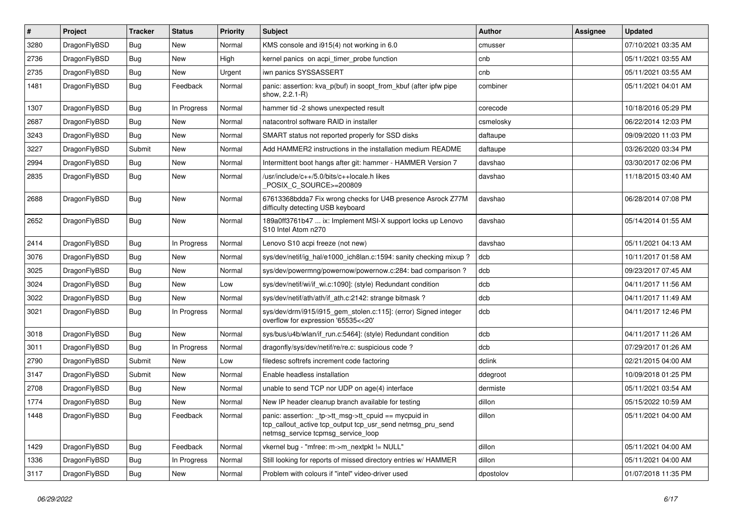| # | Project | Tracker | Status | Priority | Subject | Author | Assignee | Updated |
|---|---|---|---|---|---|---|---|---|
| 3280 | DragonFlyBSD | Bug | New | Normal | KMS console and i915(4) not working in 6.0 | cmusser | | 07/10/2021 03:35 AM |
| 2736 | DragonFlyBSD | Bug | New | High | kernel panics on acpi_timer_probe function | cnb | | 05/11/2021 03:55 AM |
| 2735 | DragonFlyBSD | Bug | New | Urgent | iwn panics SYSSASSERT | cnb | | 05/11/2021 03:55 AM |
| 1481 | DragonFlyBSD | Bug | Feedback | Normal | panic: assertion: kva_p(buf) in soopt_from_kbuf (after ipfw pipe show, 2.2.1-R) | combiner | | 05/11/2021 04:01 AM |
| 1307 | DragonFlyBSD | Bug | In Progress | Normal | hammer tid -2 shows unexpected result | corecode | | 10/18/2016 05:29 PM |
| 2687 | DragonFlyBSD | Bug | New | Normal | natacontrol software RAID in installer | csmelosky | | 06/22/2014 12:03 PM |
| 3243 | DragonFlyBSD | Bug | New | Normal | SMART status not reported properly for SSD disks | daftaupe | | 09/09/2020 11:03 PM |
| 3227 | DragonFlyBSD | Submit | New | Normal | Add HAMMER2 instructions in the installation medium README | daftaupe | | 03/26/2020 03:34 PM |
| 2994 | DragonFlyBSD | Bug | New | Normal | Intermittent boot hangs after git: hammer - HAMMER Version 7 | davshao | | 03/30/2017 02:06 PM |
| 2835 | DragonFlyBSD | Bug | New | Normal | /usr/include/c++/5.0/bits/c++locale.h likes _POSIX_C_SOURCE>=200809 | davshao | | 11/18/2015 03:40 AM |
| 2688 | DragonFlyBSD | Bug | New | Normal | 67613368bdda7 Fix wrong checks for U4B presence Asrock Z77M difficulty detecting USB keyboard | davshao | | 06/28/2014 07:08 PM |
| 2652 | DragonFlyBSD | Bug | New | Normal | 189a0ff3761b47 ... ix: Implement MSI-X support locks up Lenovo S10 Intel Atom n270 | davshao | | 05/14/2014 01:55 AM |
| 2414 | DragonFlyBSD | Bug | In Progress | Normal | Lenovo S10 acpi freeze (not new) | davshao | | 05/11/2021 04:13 AM |
| 3076 | DragonFlyBSD | Bug | New | Normal | sys/dev/netif/ig_hal/e1000_ich8lan.c:1594: sanity checking mixup ? | dcb | | 10/11/2017 01:58 AM |
| 3025 | DragonFlyBSD | Bug | New | Normal | sys/dev/powermng/powernow/powernow.c:284: bad comparison ? | dcb | | 09/23/2017 07:45 AM |
| 3024 | DragonFlyBSD | Bug | New | Low | sys/dev/netif/wi/if_wi.c:1090]: (style) Redundant condition | dcb | | 04/11/2017 11:56 AM |
| 3022 | DragonFlyBSD | Bug | New | Normal | sys/dev/netif/ath/ath/if_ath.c:2142: strange bitmask ? | dcb | | 04/11/2017 11:49 AM |
| 3021 | DragonFlyBSD | Bug | In Progress | Normal | sys/dev/drm/i915/i915_gem_stolen.c:115]: (error) Signed integer overflow for expression '65535<<20' | dcb | | 04/11/2017 12:46 PM |
| 3018 | DragonFlyBSD | Bug | New | Normal | sys/bus/u4b/wlan/if_run.c:5464]: (style) Redundant condition | dcb | | 04/11/2017 11:26 AM |
| 3011 | DragonFlyBSD | Bug | In Progress | Normal | dragonfly/sys/dev/netif/re/re.c: suspicious code ? | dcb | | 07/29/2017 01:26 AM |
| 2790 | DragonFlyBSD | Submit | New | Low | filedesc softrefs increment code factoring | dclink | | 02/21/2015 04:00 AM |
| 3147 | DragonFlyBSD | Submit | New | Normal | Enable headless installation | ddegroot | | 10/09/2018 01:25 PM |
| 2708 | DragonFlyBSD | Bug | New | Normal | unable to send TCP nor UDP on age(4) interface | dermiste | | 05/11/2021 03:54 AM |
| 1774 | DragonFlyBSD | Bug | New | Normal | New IP header cleanup branch available for testing | dillon | | 05/15/2022 10:59 AM |
| 1448 | DragonFlyBSD | Bug | Feedback | Normal | panic: assertion: _tp->tt_msg->tt_cpuid == mycpuid in tcp_callout_active tcp_output tcp_usr_send netmsg_pru_send netmsg_service tcpmsg_service_loop | dillon | | 05/11/2021 04:00 AM |
| 1429 | DragonFlyBSD | Bug | Feedback | Normal | vkernel bug - "mfree: m->m_nextpkt != NULL" | dillon | | 05/11/2021 04:00 AM |
| 1336 | DragonFlyBSD | Bug | In Progress | Normal | Still looking for reports of missed directory entries w/ HAMMER | dillon | | 05/11/2021 04:00 AM |
| 3117 | DragonFlyBSD | Bug | New | Normal | Problem with colours if "intel" video-driver used | dpostolov | | 01/07/2018 11:35 PM |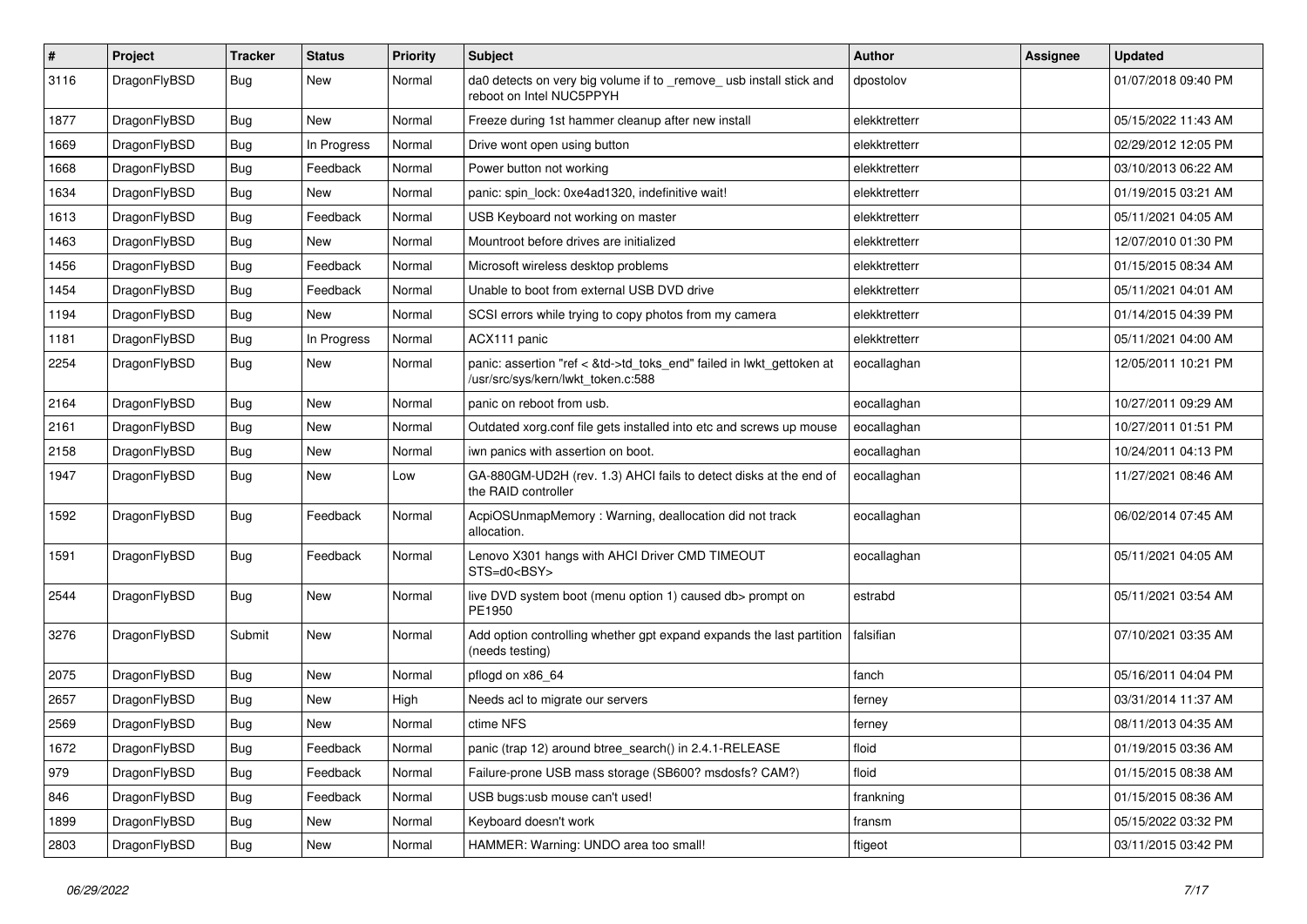| # | Project | Tracker | Status | Priority | Subject | Author | Assignee | Updated |
|---|---|---|---|---|---|---|---|---|
| 3116 | DragonFlyBSD | Bug | New | Normal | da0 detects on very big volume if to _remove_ usb install stick and reboot on Intel NUC5PPYH | dpostolov | | 01/07/2018 09:40 PM |
| 1877 | DragonFlyBSD | Bug | New | Normal | Freeze during 1st hammer cleanup after new install | elekktretterr | | 05/15/2022 11:43 AM |
| 1669 | DragonFlyBSD | Bug | In Progress | Normal | Drive wont open using button | elekktretterr | | 02/29/2012 12:05 PM |
| 1668 | DragonFlyBSD | Bug | Feedback | Normal | Power button not working | elekktretterr | | 03/10/2013 06:22 AM |
| 1634 | DragonFlyBSD | Bug | New | Normal | panic: spin_lock: 0xe4ad1320, indefinitive wait! | elekktretterr | | 01/19/2015 03:21 AM |
| 1613 | DragonFlyBSD | Bug | Feedback | Normal | USB Keyboard not working on master | elekktretterr | | 05/11/2021 04:05 AM |
| 1463 | DragonFlyBSD | Bug | New | Normal | Mountroot before drives are initialized | elekktretterr | | 12/07/2010 01:30 PM |
| 1456 | DragonFlyBSD | Bug | Feedback | Normal | Microsoft wireless desktop problems | elekktretterr | | 01/15/2015 08:34 AM |
| 1454 | DragonFlyBSD | Bug | Feedback | Normal | Unable to boot from external USB DVD drive | elekktretterr | | 05/11/2021 04:01 AM |
| 1194 | DragonFlyBSD | Bug | New | Normal | SCSI errors while trying to copy photos from my camera | elekktretterr | | 01/14/2015 04:39 PM |
| 1181 | DragonFlyBSD | Bug | In Progress | Normal | ACX111 panic | elekktretterr | | 05/11/2021 04:00 AM |
| 2254 | DragonFlyBSD | Bug | New | Normal | panic: assertion "ref < &td->td_toks_end" failed in lwkt_gettoken at /usr/src/sys/kern/lwkt_token.c:588 | eocallaghan | | 12/05/2011 10:21 PM |
| 2164 | DragonFlyBSD | Bug | New | Normal | panic on reboot from usb. | eocallaghan | | 10/27/2011 09:29 AM |
| 2161 | DragonFlyBSD | Bug | New | Normal | Outdated xorg.conf file gets installed into etc and screws up mouse | eocallaghan | | 10/27/2011 01:51 PM |
| 2158 | DragonFlyBSD | Bug | New | Normal | iwn panics with assertion on boot. | eocallaghan | | 10/24/2011 04:13 PM |
| 1947 | DragonFlyBSD | Bug | New | Low | GA-880GM-UD2H (rev. 1.3) AHCI fails to detect disks at the end of the RAID controller | eocallaghan | | 11/27/2021 08:46 AM |
| 1592 | DragonFlyBSD | Bug | Feedback | Normal | AcpiOSUnmapMemory : Warning, deallocation did not track allocation. | eocallaghan | | 06/02/2014 07:45 AM |
| 1591 | DragonFlyBSD | Bug | Feedback | Normal | Lenovo X301 hangs with AHCI Driver CMD TIMEOUT STS=d0<BSY> | eocallaghan | | 05/11/2021 04:05 AM |
| 2544 | DragonFlyBSD | Bug | New | Normal | live DVD system boot (menu option 1) caused db> prompt on PE1950 | estrabd | | 05/11/2021 03:54 AM |
| 3276 | DragonFlyBSD | Submit | New | Normal | Add option controlling whether gpt expand expands the last partition (needs testing) | falsifian | | 07/10/2021 03:35 AM |
| 2075 | DragonFlyBSD | Bug | New | Normal | pflogd on x86_64 | fanch | | 05/16/2011 04:04 PM |
| 2657 | DragonFlyBSD | Bug | New | High | Needs acl to migrate our servers | ferney | | 03/31/2014 11:37 AM |
| 2569 | DragonFlyBSD | Bug | New | Normal | ctime NFS | ferney | | 08/11/2013 04:35 AM |
| 1672 | DragonFlyBSD | Bug | Feedback | Normal | panic (trap 12) around btree_search() in 2.4.1-RELEASE | floid | | 01/19/2015 03:36 AM |
| 979 | DragonFlyBSD | Bug | Feedback | Normal | Failure-prone USB mass storage (SB600? msdosfs? CAM?) | floid | | 01/15/2015 08:38 AM |
| 846 | DragonFlyBSD | Bug | Feedback | Normal | USB bugs:usb mouse can't used! | frankning | | 01/15/2015 08:36 AM |
| 1899 | DragonFlyBSD | Bug | New | Normal | Keyboard doesn't work | fransm | | 05/15/2022 03:32 PM |
| 2803 | DragonFlyBSD | Bug | New | Normal | HAMMER: Warning: UNDO area too small! | ftigeot | | 03/11/2015 03:42 PM |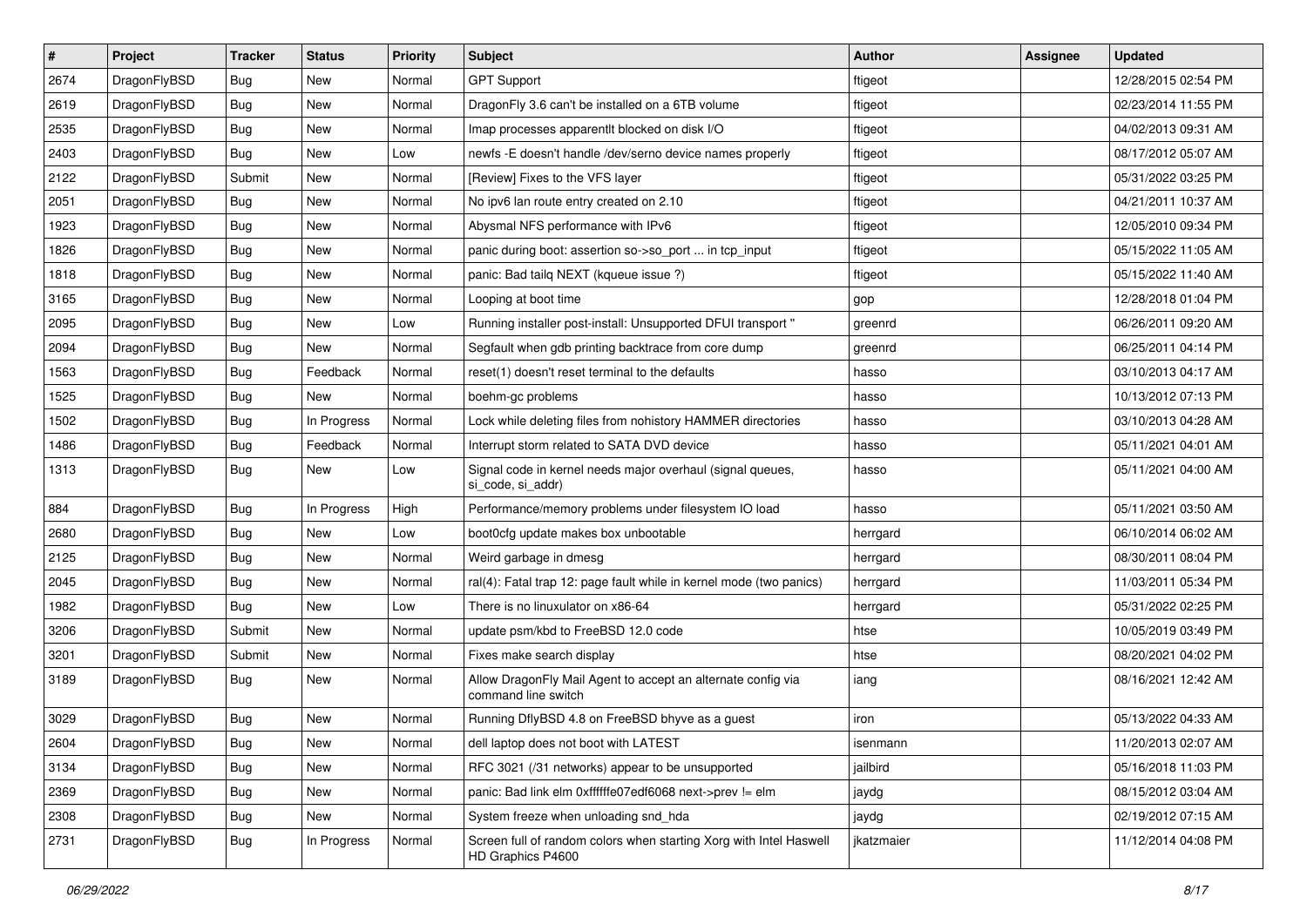| # | Project | Tracker | Status | Priority | Subject | Author | Assignee | Updated |
|---|---|---|---|---|---|---|---|---|
| 2674 | DragonFlyBSD | Bug | New | Normal | GPT Support | ftigeot | | 12/28/2015 02:54 PM |
| 2619 | DragonFlyBSD | Bug | New | Normal | DragonFly 3.6 can't be installed on a 6TB volume | ftigeot | | 02/23/2014 11:55 PM |
| 2535 | DragonFlyBSD | Bug | New | Normal | Imap processes apparentlt blocked on disk I/O | ftigeot | | 04/02/2013 09:31 AM |
| 2403 | DragonFlyBSD | Bug | New | Low | newfs -E doesn't handle /dev/serno device names properly | ftigeot | | 08/17/2012 05:07 AM |
| 2122 | DragonFlyBSD | Submit | New | Normal | [Review] Fixes to the VFS layer | ftigeot | | 05/31/2022 03:25 PM |
| 2051 | DragonFlyBSD | Bug | New | Normal | No ipv6 lan route entry created on 2.10 | ftigeot | | 04/21/2011 10:37 AM |
| 1923 | DragonFlyBSD | Bug | New | Normal | Abysmal NFS performance with IPv6 | ftigeot | | 12/05/2010 09:34 PM |
| 1826 | DragonFlyBSD | Bug | New | Normal | panic during boot: assertion so->so_port ... in tcp_input | ftigeot | | 05/15/2022 11:05 AM |
| 1818 | DragonFlyBSD | Bug | New | Normal | panic: Bad tailq NEXT (kqueue issue ?) | ftigeot | | 05/15/2022 11:40 AM |
| 3165 | DragonFlyBSD | Bug | New | Normal | Looping at boot time | gop | | 12/28/2018 01:04 PM |
| 2095 | DragonFlyBSD | Bug | New | Low | Running installer post-install: Unsupported DFUI transport " | greenrd | | 06/26/2011 09:20 AM |
| 2094 | DragonFlyBSD | Bug | New | Normal | Segfault when gdb printing backtrace from core dump | greenrd | | 06/25/2011 04:14 PM |
| 1563 | DragonFlyBSD | Bug | Feedback | Normal | reset(1) doesn't reset terminal to the defaults | hasso | | 03/10/2013 04:17 AM |
| 1525 | DragonFlyBSD | Bug | New | Normal | boehm-gc problems | hasso | | 10/13/2012 07:13 PM |
| 1502 | DragonFlyBSD | Bug | In Progress | Normal | Lock while deleting files from nohistory HAMMER directories | hasso | | 03/10/2013 04:28 AM |
| 1486 | DragonFlyBSD | Bug | Feedback | Normal | Interrupt storm related to SATA DVD device | hasso | | 05/11/2021 04:01 AM |
| 1313 | DragonFlyBSD | Bug | New | Low | Signal code in kernel needs major overhaul (signal queues, si_code, si_addr) | hasso | | 05/11/2021 04:00 AM |
| 884 | DragonFlyBSD | Bug | In Progress | High | Performance/memory problems under filesystem IO load | hasso | | 05/11/2021 03:50 AM |
| 2680 | DragonFlyBSD | Bug | New | Low | boot0cfg update makes box unbootable | herrgard | | 06/10/2014 06:02 AM |
| 2125 | DragonFlyBSD | Bug | New | Normal | Weird garbage in dmesg | herrgard | | 08/30/2011 08:04 PM |
| 2045 | DragonFlyBSD | Bug | New | Normal | ral(4): Fatal trap 12: page fault while in kernel mode (two panics) | herrgard | | 11/03/2011 05:34 PM |
| 1982 | DragonFlyBSD | Bug | New | Low | There is no linuxulator on x86-64 | herrgard | | 05/31/2022 02:25 PM |
| 3206 | DragonFlyBSD | Submit | New | Normal | update psm/kbd to FreeBSD 12.0 code | htse | | 10/05/2019 03:49 PM |
| 3201 | DragonFlyBSD | Submit | New | Normal | Fixes make search display | htse | | 08/20/2021 04:02 PM |
| 3189 | DragonFlyBSD | Bug | New | Normal | Allow DragonFly Mail Agent to accept an alternate config via command line switch | iang | | 08/16/2021 12:42 AM |
| 3029 | DragonFlyBSD | Bug | New | Normal | Running DflyBSD 4.8 on FreeBSD bhyve as a guest | iron | | 05/13/2022 04:33 AM |
| 2604 | DragonFlyBSD | Bug | New | Normal | dell laptop does not boot with LATEST | isenmann | | 11/20/2013 02:07 AM |
| 3134 | DragonFlyBSD | Bug | New | Normal | RFC 3021 (/31 networks) appear to be unsupported | jailbird | | 05/16/2018 11:03 PM |
| 2369 | DragonFlyBSD | Bug | New | Normal | panic: Bad link elm 0xffffffe07edf6068 next->prev != elm | jaydg | | 08/15/2012 03:04 AM |
| 2308 | DragonFlyBSD | Bug | New | Normal | System freeze when unloading snd_hda | jaydg | | 02/19/2012 07:15 AM |
| 2731 | DragonFlyBSD | Bug | In Progress | Normal | Screen full of random colors when starting Xorg with Intel Haswell HD Graphics P4600 | jkatzmaier | | 11/12/2014 04:08 PM |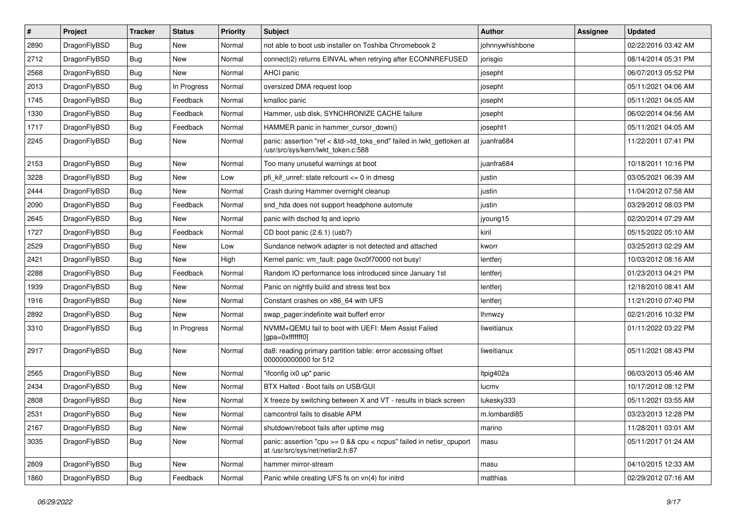| # | Project | Tracker | Status | Priority | Subject | Author | Assignee | Updated |
|---|---|---|---|---|---|---|---|---|
| 2890 | DragonFlyBSD | Bug | New | Normal | not able to boot usb installer on Toshiba Chromebook 2 | johnnywhishbone | | 02/22/2016 03:42 AM |
| 2712 | DragonFlyBSD | Bug | New | Normal | connect(2) returns EINVAL when retrying after ECONNREFUSED | jorisgio | | 08/14/2014 05:31 PM |
| 2568 | DragonFlyBSD | Bug | New | Normal | AHCI panic | josepht | | 06/07/2013 05:52 PM |
| 2013 | DragonFlyBSD | Bug | In Progress | Normal | oversized DMA request loop | josepht | | 05/11/2021 04:06 AM |
| 1745 | DragonFlyBSD | Bug | Feedback | Normal | kmalloc panic | josepht | | 05/11/2021 04:05 AM |
| 1330 | DragonFlyBSD | Bug | Feedback | Normal | Hammer, usb disk, SYNCHRONIZE CACHE failure | josepht | | 06/02/2014 04:56 AM |
| 1717 | DragonFlyBSD | Bug | Feedback | Normal | HAMMER panic in hammer_cursor_down() | josepht1 | | 05/11/2021 04:05 AM |
| 2245 | DragonFlyBSD | Bug | New | Normal | panic: assertion "ref < &td->td_toks_end" failed in lwkt_gettoken at /usr/src/sys/kern/lwkt_token.c:588 | juanfra684 | | 11/22/2011 07:41 PM |
| 2153 | DragonFlyBSD | Bug | New | Normal | Too many unuseful warnings at boot | juanfra684 | | 10/18/2011 10:16 PM |
| 3228 | DragonFlyBSD | Bug | New | Low | pfi_kif_unref: state refcount <= 0 in dmesg | justin | | 03/05/2021 06:39 AM |
| 2444 | DragonFlyBSD | Bug | New | Normal | Crash during Hammer overnight cleanup | justin | | 11/04/2012 07:58 AM |
| 2090 | DragonFlyBSD | Bug | Feedback | Normal | snd_hda does not support headphone automute | justin | | 03/29/2012 08:03 PM |
| 2645 | DragonFlyBSD | Bug | New | Normal | panic with dsched fq and ioprio | jyoung15 | | 02/20/2014 07:29 AM |
| 1727 | DragonFlyBSD | Bug | Feedback | Normal | CD boot panic (2.6.1) (usb?) | kiril | | 05/15/2022 05:10 AM |
| 2529 | DragonFlyBSD | Bug | New | Low | Sundance network adapter is not detected and attached | kworr | | 03/25/2013 02:29 AM |
| 2421 | DragonFlyBSD | Bug | New | High | Kernel panic: vm_fault: page 0xc0f70000 not busy! | lentferj | | 10/03/2012 08:16 AM |
| 2288 | DragonFlyBSD | Bug | Feedback | Normal | Random IO performance loss introduced since January 1st | lentferj | | 01/23/2013 04:21 PM |
| 1939 | DragonFlyBSD | Bug | New | Normal | Panic on nightly build and stress test box | lentferj | | 12/18/2010 08:41 AM |
| 1916 | DragonFlyBSD | Bug | New | Normal | Constant crashes on x86_64 with UFS | lentferj | | 11/21/2010 07:40 PM |
| 2892 | DragonFlyBSD | Bug | New | Normal | swap_pager:indefinite wait bufferf error | lhmwzy | | 02/21/2016 10:32 PM |
| 3310 | DragonFlyBSD | Bug | In Progress | Normal | NVMM+QEMU fail to boot with UEFI: Mem Assist Failed [gpa=0xfffffff0] | liweitianux | | 01/11/2022 03:22 PM |
| 2917 | DragonFlyBSD | Bug | New | Normal | da8: reading primary partition table: error accessing offset 000000000000 for 512 | liweitianux | | 05/11/2021 08:43 PM |
| 2565 | DragonFlyBSD | Bug | New | Normal | "ifconfig ix0 up" panic | ltpig402a | | 06/03/2013 05:46 AM |
| 2434 | DragonFlyBSD | Bug | New | Normal | BTX Halted - Boot fails on USB/GUI | lucmv | | 10/17/2012 08:12 PM |
| 2808 | DragonFlyBSD | Bug | New | Normal | X freeze by switching between X and VT - results in black screen | lukesky333 | | 05/11/2021 03:55 AM |
| 2531 | DragonFlyBSD | Bug | New | Normal | camcontrol fails to disable APM | m.lombardi85 | | 03/23/2013 12:28 PM |
| 2167 | DragonFlyBSD | Bug | New | Normal | shutdown/reboot fails after uptime msg | marino | | 11/28/2011 03:01 AM |
| 3035 | DragonFlyBSD | Bug | New | Normal | panic: assertion "cpu >= 0 && cpu < ncpus" failed in netisr_cpuport at /usr/src/sys/net/netisr2.h:87 | masu | | 05/11/2017 01:24 AM |
| 2809 | DragonFlyBSD | Bug | New | Normal | hammer mirror-stream | masu | | 04/10/2015 12:33 AM |
| 1860 | DragonFlyBSD | Bug | Feedback | Normal | Panic while creating UFS fs on vn(4) for initrd | matthias | | 02/29/2012 07:16 AM |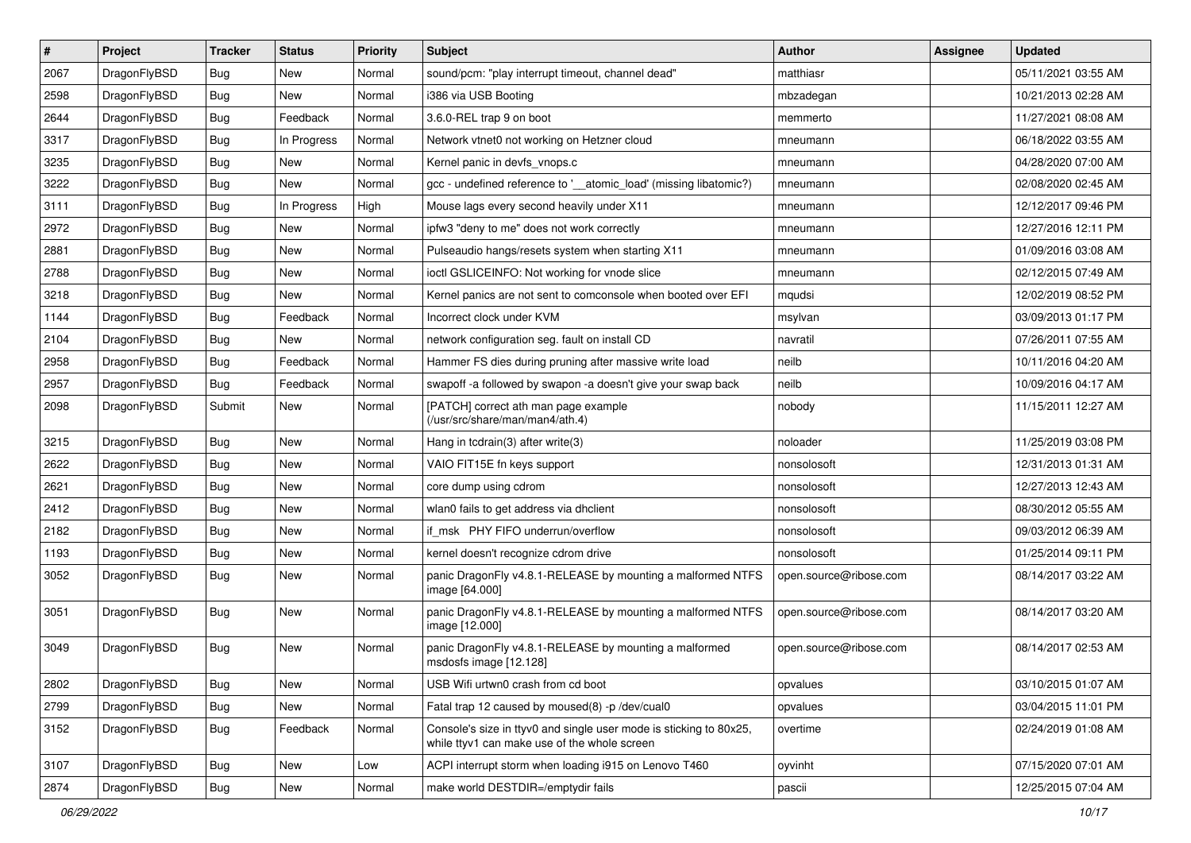| # | Project | Tracker | Status | Priority | Subject | Author | Assignee | Updated |
| --- | --- | --- | --- | --- | --- | --- | --- | --- |
| 2067 | DragonFlyBSD | Bug | New | Normal | sound/pcm: "play interrupt timeout, channel dead" | matthiasr | | 05/11/2021 03:55 AM |
| 2598 | DragonFlyBSD | Bug | New | Normal | i386 via USB Booting | mbzadegan | | 10/21/2013 02:28 AM |
| 2644 | DragonFlyBSD | Bug | Feedback | Normal | 3.6.0-REL trap 9 on boot | memmerto | | 11/27/2021 08:08 AM |
| 3317 | DragonFlyBSD | Bug | In Progress | Normal | Network vtnet0 not working on Hetzner cloud | mneumann | | 06/18/2022 03:55 AM |
| 3235 | DragonFlyBSD | Bug | New | Normal | Kernel panic in devfs_vnops.c | mneumann | | 04/28/2020 07:00 AM |
| 3222 | DragonFlyBSD | Bug | New | Normal | gcc - undefined reference to '__atomic_load' (missing libatomic?) | mneumann | | 02/08/2020 02:45 AM |
| 3111 | DragonFlyBSD | Bug | In Progress | High | Mouse lags every second heavily under X11 | mneumann | | 12/12/2017 09:46 PM |
| 2972 | DragonFlyBSD | Bug | New | Normal | ipfw3 "deny to me" does not work correctly | mneumann | | 12/27/2016 12:11 PM |
| 2881 | DragonFlyBSD | Bug | New | Normal | Pulseaudio hangs/resets system when starting X11 | mneumann | | 01/09/2016 03:08 AM |
| 2788 | DragonFlyBSD | Bug | New | Normal | ioctl GSLICEINFO: Not working for vnode slice | mneumann | | 02/12/2015 07:49 AM |
| 3218 | DragonFlyBSD | Bug | New | Normal | Kernel panics are not sent to comconsole when booted over EFI | mqudsi | | 12/02/2019 08:52 PM |
| 1144 | DragonFlyBSD | Bug | Feedback | Normal | Incorrect clock under KVM | msylvan | | 03/09/2013 01:17 PM |
| 2104 | DragonFlyBSD | Bug | New | Normal | network configuration seg. fault on install CD | navratil | | 07/26/2011 07:55 AM |
| 2958 | DragonFlyBSD | Bug | Feedback | Normal | Hammer FS dies during pruning after massive write load | neilb | | 10/11/2016 04:20 AM |
| 2957 | DragonFlyBSD | Bug | Feedback | Normal | swapoff -a followed by swapon -a doesn't give your swap back | neilb | | 10/09/2016 04:17 AM |
| 2098 | DragonFlyBSD | Submit | New | Normal | [PATCH] correct ath man page example (/usr/src/share/man/man4/ath.4) | nobody | | 11/15/2011 12:27 AM |
| 3215 | DragonFlyBSD | Bug | New | Normal | Hang in tcdrain(3) after write(3) | noloader | | 11/25/2019 03:08 PM |
| 2622 | DragonFlyBSD | Bug | New | Normal | VAIO FIT15E fn keys support | nonsolosoft | | 12/31/2013 01:31 AM |
| 2621 | DragonFlyBSD | Bug | New | Normal | core dump using cdrom | nonsolosoft | | 12/27/2013 12:43 AM |
| 2412 | DragonFlyBSD | Bug | New | Normal | wlan0 fails to get address via dhclient | nonsolosoft | | 08/30/2012 05:55 AM |
| 2182 | DragonFlyBSD | Bug | New | Normal | if_msk PHY FIFO underrun/overflow | nonsolosoft | | 09/03/2012 06:39 AM |
| 1193 | DragonFlyBSD | Bug | New | Normal | kernel doesn't recognize cdrom drive | nonsolosoft | | 01/25/2014 09:11 PM |
| 3052 | DragonFlyBSD | Bug | New | Normal | panic DragonFly v4.8.1-RELEASE by mounting a malformed NTFS image [64.000] | open.source@ribose.com | | 08/14/2017 03:22 AM |
| 3051 | DragonFlyBSD | Bug | New | Normal | panic DragonFly v4.8.1-RELEASE by mounting a malformed NTFS image [12.000] | open.source@ribose.com | | 08/14/2017 03:20 AM |
| 3049 | DragonFlyBSD | Bug | New | Normal | panic DragonFly v4.8.1-RELEASE by mounting a malformed msdosfs image [12.128] | open.source@ribose.com | | 08/14/2017 02:53 AM |
| 2802 | DragonFlyBSD | Bug | New | Normal | USB Wifi urtwn0 crash from cd boot | opvalues | | 03/10/2015 01:07 AM |
| 2799 | DragonFlyBSD | Bug | New | Normal | Fatal trap 12 caused by moused(8) -p /dev/cual0 | opvalues | | 03/04/2015 11:01 PM |
| 3152 | DragonFlyBSD | Bug | Feedback | Normal | Console's size in ttyv0 and single user mode is sticking to 80x25, while ttyv1 can make use of the whole screen | overtime | | 02/24/2019 01:08 AM |
| 3107 | DragonFlyBSD | Bug | New | Low | ACPI interrupt storm when loading i915 on Lenovo T460 | oyvinht | | 07/15/2020 07:01 AM |
| 2874 | DragonFlyBSD | Bug | New | Normal | make world DESTDIR=/emptydir fails | pascii | | 12/25/2015 07:04 AM |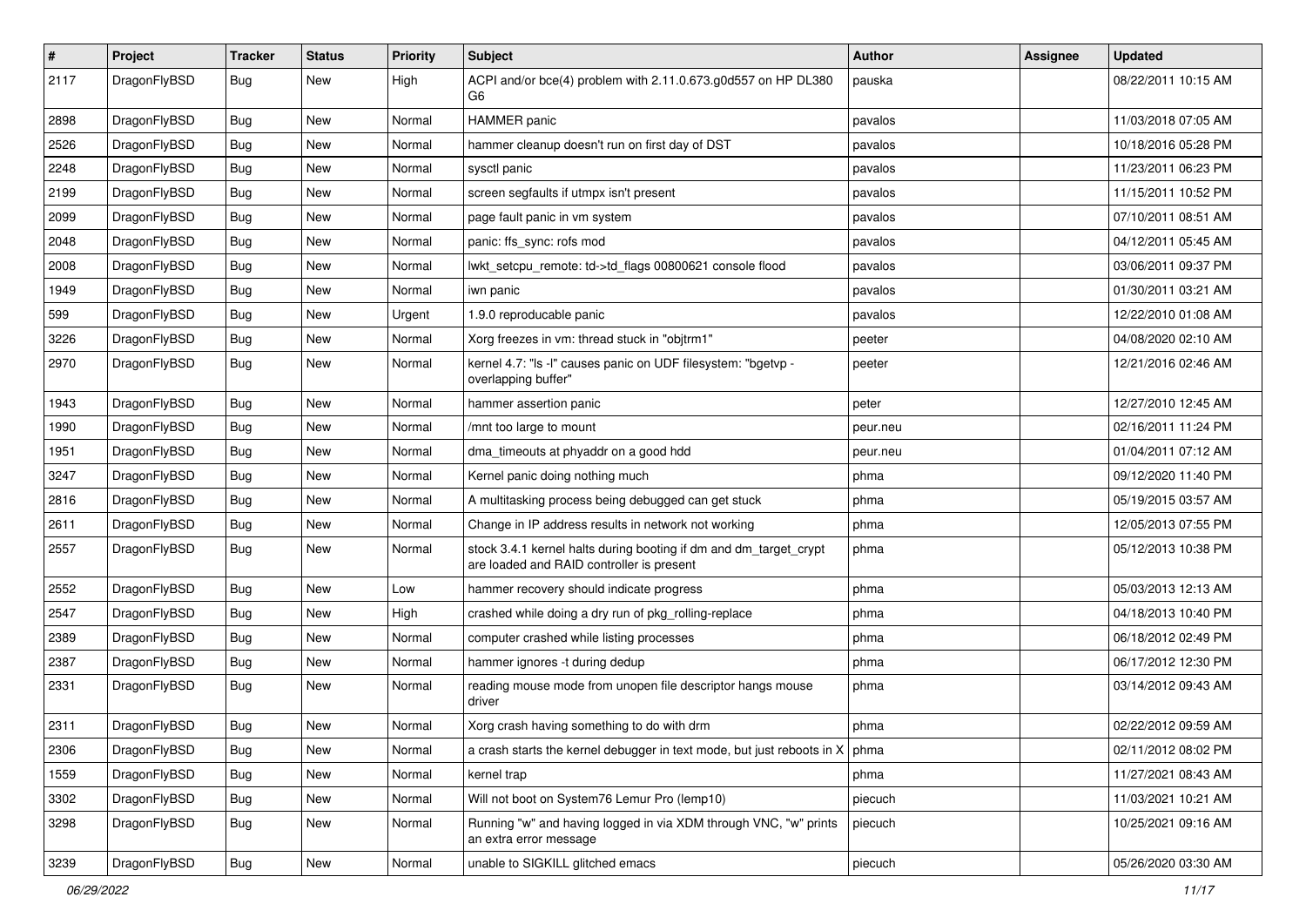| # | Project | Tracker | Status | Priority | Subject | Author | Assignee | Updated |
|---|---|---|---|---|---|---|---|---|
| 2117 | DragonFlyBSD | Bug | New | High | ACPI and/or bce(4) problem with 2.11.0.673.g0d557 on HP DL380 G6 | pauska | | 08/22/2011 10:15 AM |
| 2898 | DragonFlyBSD | Bug | New | Normal | HAMMER panic | pavalos | | 11/03/2018 07:05 AM |
| 2526 | DragonFlyBSD | Bug | New | Normal | hammer cleanup doesn't run on first day of DST | pavalos | | 10/18/2016 05:28 PM |
| 2248 | DragonFlyBSD | Bug | New | Normal | sysctl panic | pavalos | | 11/23/2011 06:23 PM |
| 2199 | DragonFlyBSD | Bug | New | Normal | screen segfaults if utmpx isn't present | pavalos | | 11/15/2011 10:52 PM |
| 2099 | DragonFlyBSD | Bug | New | Normal | page fault panic in vm system | pavalos | | 07/10/2011 08:51 AM |
| 2048 | DragonFlyBSD | Bug | New | Normal | panic: ffs_sync: rofs mod | pavalos | | 04/12/2011 05:45 AM |
| 2008 | DragonFlyBSD | Bug | New | Normal | lwkt_setcpu_remote: td->td_flags 00800621 console flood | pavalos | | 03/06/2011 09:37 PM |
| 1949 | DragonFlyBSD | Bug | New | Normal | iwn panic | pavalos | | 01/30/2011 03:21 AM |
| 599 | DragonFlyBSD | Bug | New | Urgent | 1.9.0 reproducable panic | pavalos | | 12/22/2010 01:08 AM |
| 3226 | DragonFlyBSD | Bug | New | Normal | Xorg freezes in vm: thread stuck in "objtrm1" | peeter | | 04/08/2020 02:10 AM |
| 2970 | DragonFlyBSD | Bug | New | Normal | kernel 4.7: "ls -l" causes panic on UDF filesystem: "bgetvp - overlapping buffer" | peeter | | 12/21/2016 02:46 AM |
| 1943 | DragonFlyBSD | Bug | New | Normal | hammer assertion panic | peter | | 12/27/2010 12:45 AM |
| 1990 | DragonFlyBSD | Bug | New | Normal | /mnt too large to mount | peur.neu | | 02/16/2011 11:24 PM |
| 1951 | DragonFlyBSD | Bug | New | Normal | dma_timeouts at phyaddr on a good hdd | peur.neu | | 01/04/2011 07:12 AM |
| 3247 | DragonFlyBSD | Bug | New | Normal | Kernel panic doing nothing much | phma | | 09/12/2020 11:40 PM |
| 2816 | DragonFlyBSD | Bug | New | Normal | A multitasking process being debugged can get stuck | phma | | 05/19/2015 03:57 AM |
| 2611 | DragonFlyBSD | Bug | New | Normal | Change in IP address results in network not working | phma | | 12/05/2013 07:55 PM |
| 2557 | DragonFlyBSD | Bug | New | Normal | stock 3.4.1 kernel halts during booting if dm and dm_target_crypt are loaded and RAID controller is present | phma | | 05/12/2013 10:38 PM |
| 2552 | DragonFlyBSD | Bug | New | Low | hammer recovery should indicate progress | phma | | 05/03/2013 12:13 AM |
| 2547 | DragonFlyBSD | Bug | New | High | crashed while doing a dry run of pkg_rolling-replace | phma | | 04/18/2013 10:40 PM |
| 2389 | DragonFlyBSD | Bug | New | Normal | computer crashed while listing processes | phma | | 06/18/2012 02:49 PM |
| 2387 | DragonFlyBSD | Bug | New | Normal | hammer ignores -t during dedup | phma | | 06/17/2012 12:30 PM |
| 2331 | DragonFlyBSD | Bug | New | Normal | reading mouse mode from unopen file descriptor hangs mouse driver | phma | | 03/14/2012 09:43 AM |
| 2311 | DragonFlyBSD | Bug | New | Normal | Xorg crash having something to do with drm | phma | | 02/22/2012 09:59 AM |
| 2306 | DragonFlyBSD | Bug | New | Normal | a crash starts the kernel debugger in text mode, but just reboots in X | phma | | 02/11/2012 08:02 PM |
| 1559 | DragonFlyBSD | Bug | New | Normal | kernel trap | phma | | 11/27/2021 08:43 AM |
| 3302 | DragonFlyBSD | Bug | New | Normal | Will not boot on System76 Lemur Pro (lemp10) | piecuch | | 11/03/2021 10:21 AM |
| 3298 | DragonFlyBSD | Bug | New | Normal | Running "w" and having logged in via XDM through VNC, "w" prints an extra error message | piecuch | | 10/25/2021 09:16 AM |
| 3239 | DragonFlyBSD | Bug | New | Normal | unable to SIGKILL glitched emacs | piecuch | | 05/26/2020 03:30 AM |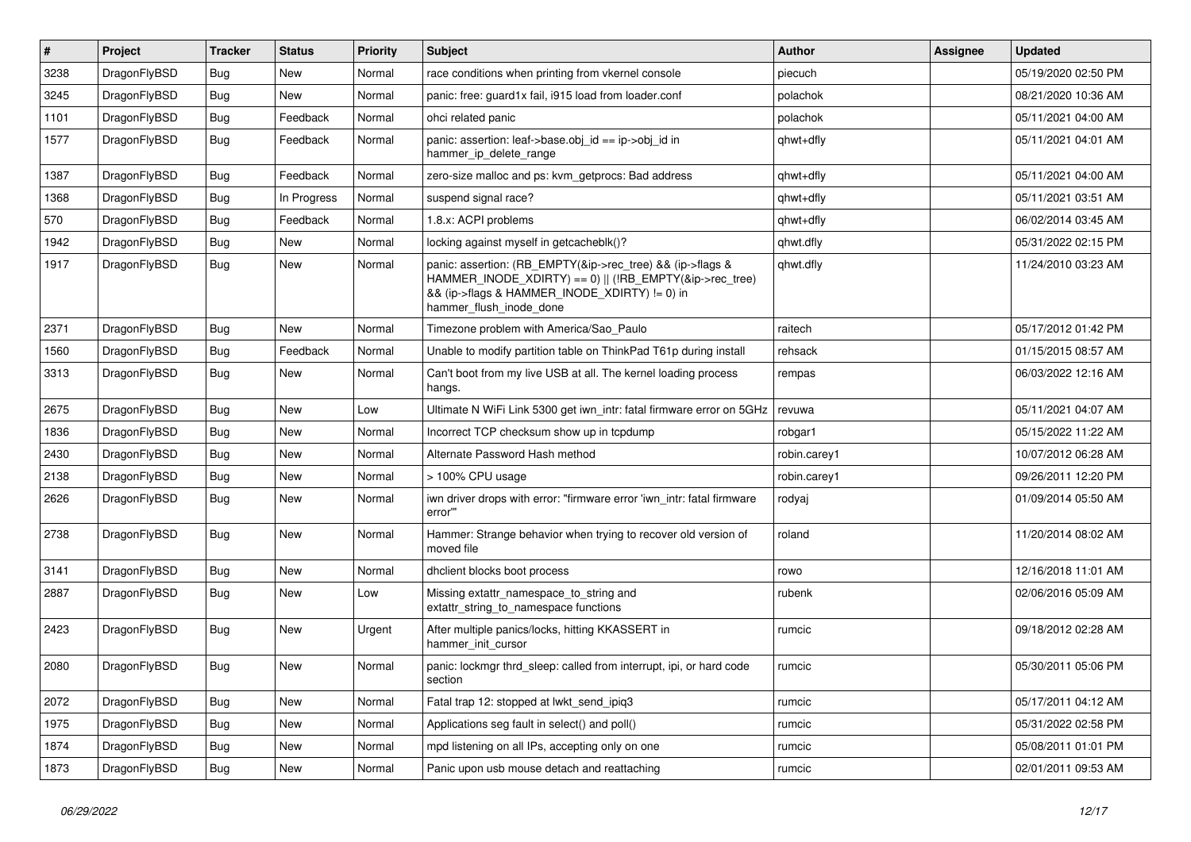| # | Project | Tracker | Status | Priority | Subject | Author | Assignee | Updated |
|---|---|---|---|---|---|---|---|---|
| 3238 | DragonFlyBSD | Bug | New | Normal | race conditions when printing from vkernel console | piecuch | | 05/19/2020 02:50 PM |
| 3245 | DragonFlyBSD | Bug | New | Normal | panic: free: guard1x fail, i915 load from loader.conf | polachok | | 08/21/2020 10:36 AM |
| 1101 | DragonFlyBSD | Bug | Feedback | Normal | ohci related panic | polachok | | 05/11/2021 04:00 AM |
| 1577 | DragonFlyBSD | Bug | Feedback | Normal | panic: assertion: leaf->base.obj_id == ip->obj_id in hammer_ip_delete_range | qhwt+dfly | | 05/11/2021 04:01 AM |
| 1387 | DragonFlyBSD | Bug | Feedback | Normal | zero-size malloc and ps: kvm_getprocs: Bad address | qhwt+dfly | | 05/11/2021 04:00 AM |
| 1368 | DragonFlyBSD | Bug | In Progress | Normal | suspend signal race? | qhwt+dfly | | 05/11/2021 03:51 AM |
| 570 | DragonFlyBSD | Bug | Feedback | Normal | 1.8.x: ACPI problems | qhwt+dfly | | 06/02/2014 03:45 AM |
| 1942 | DragonFlyBSD | Bug | New | Normal | locking against myself in getcacheblk()? | qhwt.dfly | | 05/31/2022 02:15 PM |
| 1917 | DragonFlyBSD | Bug | New | Normal | panic: assertion: (RB_EMPTY(&ip->rec_tree) && (ip->flags & HAMMER_INODE_XDIRTY) == 0) \|\| (!RB_EMPTY(&ip->rec_tree) && (ip->flags & HAMMER_INODE_XDIRTY) != 0) in hammer_flush_inode_done | qhwt.dfly | | 11/24/2010 03:23 AM |
| 2371 | DragonFlyBSD | Bug | New | Normal | Timezone problem with America/Sao_Paulo | raitech | | 05/17/2012 01:42 PM |
| 1560 | DragonFlyBSD | Bug | Feedback | Normal | Unable to modify partition table on ThinkPad T61p during install | rehsack | | 01/15/2015 08:57 AM |
| 3313 | DragonFlyBSD | Bug | New | Normal | Can't boot from my live USB at all. The kernel loading process hangs. | rempas | | 06/03/2022 12:16 AM |
| 2675 | DragonFlyBSD | Bug | New | Low | Ultimate N WiFi Link 5300 get iwn_intr: fatal firmware error on 5GHz | revuwa | | 05/11/2021 04:07 AM |
| 1836 | DragonFlyBSD | Bug | New | Normal | Incorrect TCP checksum show up in tcpdump | robgar1 | | 05/15/2022 11:22 AM |
| 2430 | DragonFlyBSD | Bug | New | Normal | Alternate Password Hash method | robin.carey1 | | 10/07/2012 06:28 AM |
| 2138 | DragonFlyBSD | Bug | New | Normal | > 100% CPU usage | robin.carey1 | | 09/26/2011 12:20 PM |
| 2626 | DragonFlyBSD | Bug | New | Normal | iwn driver drops with error: "firmware error 'iwn_intr: fatal firmware error'" | rodyaj | | 01/09/2014 05:50 AM |
| 2738 | DragonFlyBSD | Bug | New | Normal | Hammer: Strange behavior when trying to recover old version of moved file | roland | | 11/20/2014 08:02 AM |
| 3141 | DragonFlyBSD | Bug | New | Normal | dhclient blocks boot process | rowo | | 12/16/2018 11:01 AM |
| 2887 | DragonFlyBSD | Bug | New | Low | Missing extattr_namespace_to_string and extattr_string_to_namespace functions | rubenk | | 02/06/2016 05:09 AM |
| 2423 | DragonFlyBSD | Bug | New | Urgent | After multiple panics/locks, hitting KKASSERT in hammer_init_cursor | rumcic | | 09/18/2012 02:28 AM |
| 2080 | DragonFlyBSD | Bug | New | Normal | panic: lockmgr thrd_sleep: called from interrupt, ipi, or hard code section | rumcic | | 05/30/2011 05:06 PM |
| 2072 | DragonFlyBSD | Bug | New | Normal | Fatal trap 12: stopped at lwkt_send_ipiq3 | rumcic | | 05/17/2011 04:12 AM |
| 1975 | DragonFlyBSD | Bug | New | Normal | Applications seg fault in select() and poll() | rumcic | | 05/31/2022 02:58 PM |
| 1874 | DragonFlyBSD | Bug | New | Normal | mpd listening on all IPs, accepting only on one | rumcic | | 05/08/2011 01:01 PM |
| 1873 | DragonFlyBSD | Bug | New | Normal | Panic upon usb mouse detach and reattaching | rumcic | | 02/01/2011 09:53 AM |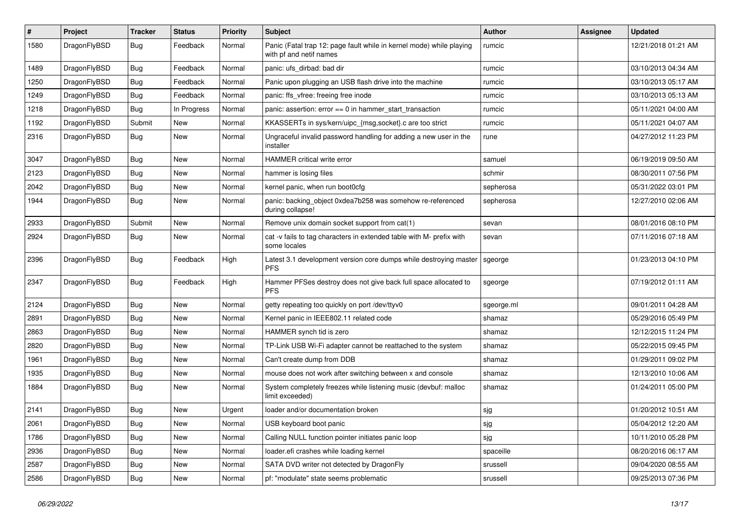| # | Project | Tracker | Status | Priority | Subject | Author | Assignee | Updated |
|---|---|---|---|---|---|---|---|---|
| 1580 | DragonFlyBSD | Bug | Feedback | Normal | Panic (Fatal trap 12: page fault while in kernel mode) while playing with pf and netif names | rumcic | | 12/21/2018 01:21 AM |
| 1489 | DragonFlyBSD | Bug | Feedback | Normal | panic: ufs_dirbad: bad dir | rumcic | | 03/10/2013 04:34 AM |
| 1250 | DragonFlyBSD | Bug | Feedback | Normal | Panic upon plugging an USB flash drive into the machine | rumcic | | 03/10/2013 05:17 AM |
| 1249 | DragonFlyBSD | Bug | Feedback | Normal | panic: ffs_vfree: freeing free inode | rumcic | | 03/10/2013 05:13 AM |
| 1218 | DragonFlyBSD | Bug | In Progress | Normal | panic: assertion: error == 0 in hammer_start_transaction | rumcic | | 05/11/2021 04:00 AM |
| 1192 | DragonFlyBSD | Submit | New | Normal | KKASSERTs in sys/kern/uipc_{msg,socket}.c are too strict | rumcic | | 05/11/2021 04:07 AM |
| 2316 | DragonFlyBSD | Bug | New | Normal | Ungraceful invalid password handling for adding a new user in the installer | rune | | 04/27/2012 11:23 PM |
| 3047 | DragonFlyBSD | Bug | New | Normal | HAMMER critical write error | samuel | | 06/19/2019 09:50 AM |
| 2123 | DragonFlyBSD | Bug | New | Normal | hammer is losing files | schmir | | 08/30/2011 07:56 PM |
| 2042 | DragonFlyBSD | Bug | New | Normal | kernel panic, when run boot0cfg | sepherosa | | 05/31/2022 03:01 PM |
| 1944 | DragonFlyBSD | Bug | New | Normal | panic: backing_object 0xdea7b258 was somehow re-referenced during collapse! | sepherosa | | 12/27/2010 02:06 AM |
| 2933 | DragonFlyBSD | Submit | New | Normal | Remove unix domain socket support from cat(1) | sevan | | 08/01/2016 08:10 PM |
| 2924 | DragonFlyBSD | Bug | New | Normal | cat -v fails to tag characters in extended table with M- prefix with some locales | sevan | | 07/11/2016 07:18 AM |
| 2396 | DragonFlyBSD | Bug | Feedback | High | Latest 3.1 development version core dumps while destroying master PFS | sgeorge | | 01/23/2013 04:10 PM |
| 2347 | DragonFlyBSD | Bug | Feedback | High | Hammer PFSes destroy does not give back full space allocated to PFS | sgeorge | | 07/19/2012 01:11 AM |
| 2124 | DragonFlyBSD | Bug | New | Normal | getty repeating too quickly on port /dev/ttyv0 | sgeorge.ml | | 09/01/2011 04:28 AM |
| 2891 | DragonFlyBSD | Bug | New | Normal | Kernel panic in IEEE802.11 related code | shamaz | | 05/29/2016 05:49 PM |
| 2863 | DragonFlyBSD | Bug | New | Normal | HAMMER synch tid is zero | shamaz | | 12/12/2015 11:24 PM |
| 2820 | DragonFlyBSD | Bug | New | Normal | TP-Link USB Wi-Fi adapter cannot be reattached to the system | shamaz | | 05/22/2015 09:45 PM |
| 1961 | DragonFlyBSD | Bug | New | Normal | Can't create dump from DDB | shamaz | | 01/29/2011 09:02 PM |
| 1935 | DragonFlyBSD | Bug | New | Normal | mouse does not work after switching between x and console | shamaz | | 12/13/2010 10:06 AM |
| 1884 | DragonFlyBSD | Bug | New | Normal | System completely freezes while listening music (devbuf: malloc limit exceeded) | shamaz | | 01/24/2011 05:00 PM |
| 2141 | DragonFlyBSD | Bug | New | Urgent | loader and/or documentation broken | sjg | | 01/20/2012 10:51 AM |
| 2061 | DragonFlyBSD | Bug | New | Normal | USB keyboard boot panic | sjg | | 05/04/2012 12:20 AM |
| 1786 | DragonFlyBSD | Bug | New | Normal | Calling NULL function pointer initiates panic loop | sjg | | 10/11/2010 05:28 PM |
| 2936 | DragonFlyBSD | Bug | New | Normal | loader.efi crashes while loading kernel | spaceille | | 08/20/2016 06:17 AM |
| 2587 | DragonFlyBSD | Bug | New | Normal | SATA DVD writer not detected by DragonFly | srussell | | 09/04/2020 08:55 AM |
| 2586 | DragonFlyBSD | Bug | New | Normal | pf: "modulate" state seems problematic | srussell | | 09/25/2013 07:36 PM |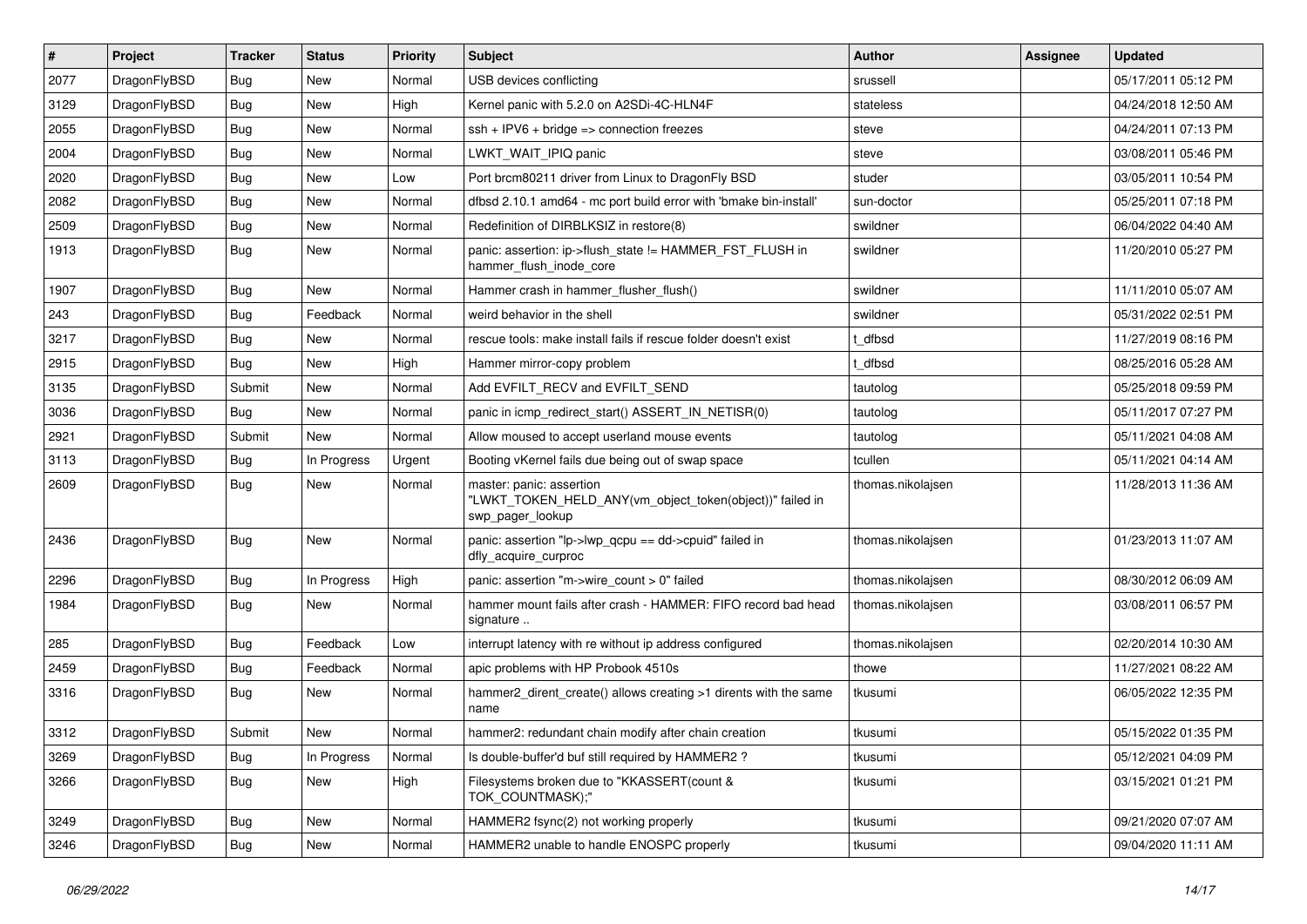| # | Project | Tracker | Status | Priority | Subject | Author | Assignee | Updated |
|---|---|---|---|---|---|---|---|---|
| 2077 | DragonFlyBSD | Bug | New | Normal | USB devices conflicting | srussell | | 05/17/2011 05:12 PM |
| 3129 | DragonFlyBSD | Bug | New | High | Kernel panic with 5.2.0 on A2SDi-4C-HLN4F | stateless | | 04/24/2018 12:50 AM |
| 2055 | DragonFlyBSD | Bug | New | Normal | ssh + IPV6 + bridge => connection freezes | steve | | 04/24/2011 07:13 PM |
| 2004 | DragonFlyBSD | Bug | New | Normal | LWKT_WAIT_IPIQ panic | steve | | 03/08/2011 05:46 PM |
| 2020 | DragonFlyBSD | Bug | New | Low | Port brcm80211 driver from Linux to DragonFly BSD | studer | | 03/05/2011 10:54 PM |
| 2082 | DragonFlyBSD | Bug | New | Normal | dfbsd 2.10.1 amd64 - mc port build error with 'bmake bin-install' | sun-doctor | | 05/25/2011 07:18 PM |
| 2509 | DragonFlyBSD | Bug | New | Normal | Redefinition of DIRBLKSIZ in restore(8) | swildner | | 06/04/2022 04:40 AM |
| 1913 | DragonFlyBSD | Bug | New | Normal | panic: assertion: ip->flush_state != HAMMER_FST_FLUSH in hammer_flush_inode_core | swildner | | 11/20/2010 05:27 PM |
| 1907 | DragonFlyBSD | Bug | New | Normal | Hammer crash in hammer_flusher_flush() | swildner | | 11/11/2010 05:07 AM |
| 243 | DragonFlyBSD | Bug | Feedback | Normal | weird behavior in the shell | swildner | | 05/31/2022 02:51 PM |
| 3217 | DragonFlyBSD | Bug | New | Normal | rescue tools: make install fails if rescue folder doesn't exist | t_dfbsd | | 11/27/2019 08:16 PM |
| 2915 | DragonFlyBSD | Bug | New | High | Hammer mirror-copy problem | t_dfbsd | | 08/25/2016 05:28 AM |
| 3135 | DragonFlyBSD | Submit | New | Normal | Add EVFILT_RECV and EVFILT_SEND | tautolog | | 05/25/2018 09:59 PM |
| 3036 | DragonFlyBSD | Bug | New | Normal | panic in icmp_redirect_start() ASSERT_IN_NETISR(0) | tautolog | | 05/11/2017 07:27 PM |
| 2921 | DragonFlyBSD | Submit | New | Normal | Allow moused to accept userland mouse events | tautolog | | 05/11/2021 04:08 AM |
| 3113 | DragonFlyBSD | Bug | In Progress | Urgent | Booting vKernel fails due being out of swap space | tcullen | | 05/11/2021 04:14 AM |
| 2609 | DragonFlyBSD | Bug | New | Normal | master: panic: assertion "LWKT_TOKEN_HELD_ANY(vm_object_token(object))" failed in swp_pager_lookup | thomas.nikolajsen | | 11/28/2013 11:36 AM |
| 2436 | DragonFlyBSD | Bug | New | Normal | panic: assertion "lp->lwp_qcpu == dd->cpuid" failed in dfly_acquire_curproc | thomas.nikolajsen | | 01/23/2013 11:07 AM |
| 2296 | DragonFlyBSD | Bug | In Progress | High | panic: assertion "m->wire_count > 0" failed | thomas.nikolajsen | | 08/30/2012 06:09 AM |
| 1984 | DragonFlyBSD | Bug | New | Normal | hammer mount fails after crash - HAMMER: FIFO record bad head signature .. | thomas.nikolajsen | | 03/08/2011 06:57 PM |
| 285 | DragonFlyBSD | Bug | Feedback | Low | interrupt latency with re without ip address configured | thomas.nikolajsen | | 02/20/2014 10:30 AM |
| 2459 | DragonFlyBSD | Bug | Feedback | Normal | apic problems with HP Probook 4510s | thowe | | 11/27/2021 08:22 AM |
| 3316 | DragonFlyBSD | Bug | New | Normal | hammer2_dirent_create() allows creating >1 dirents with the same name | tkusumi | | 06/05/2022 12:35 PM |
| 3312 | DragonFlyBSD | Submit | New | Normal | hammer2: redundant chain modify after chain creation | tkusumi | | 05/15/2022 01:35 PM |
| 3269 | DragonFlyBSD | Bug | In Progress | Normal | Is double-buffer'd buf still required by HAMMER2 ? | tkusumi | | 05/12/2021 04:09 PM |
| 3266 | DragonFlyBSD | Bug | New | High | Filesystems broken due to "KKASSERT(count & TOK_COUNTMASK);" | tkusumi | | 03/15/2021 01:21 PM |
| 3249 | DragonFlyBSD | Bug | New | Normal | HAMMER2 fsync(2) not working properly | tkusumi | | 09/21/2020 07:07 AM |
| 3246 | DragonFlyBSD | Bug | New | Normal | HAMMER2 unable to handle ENOSPC properly | tkusumi | | 09/04/2020 11:11 AM |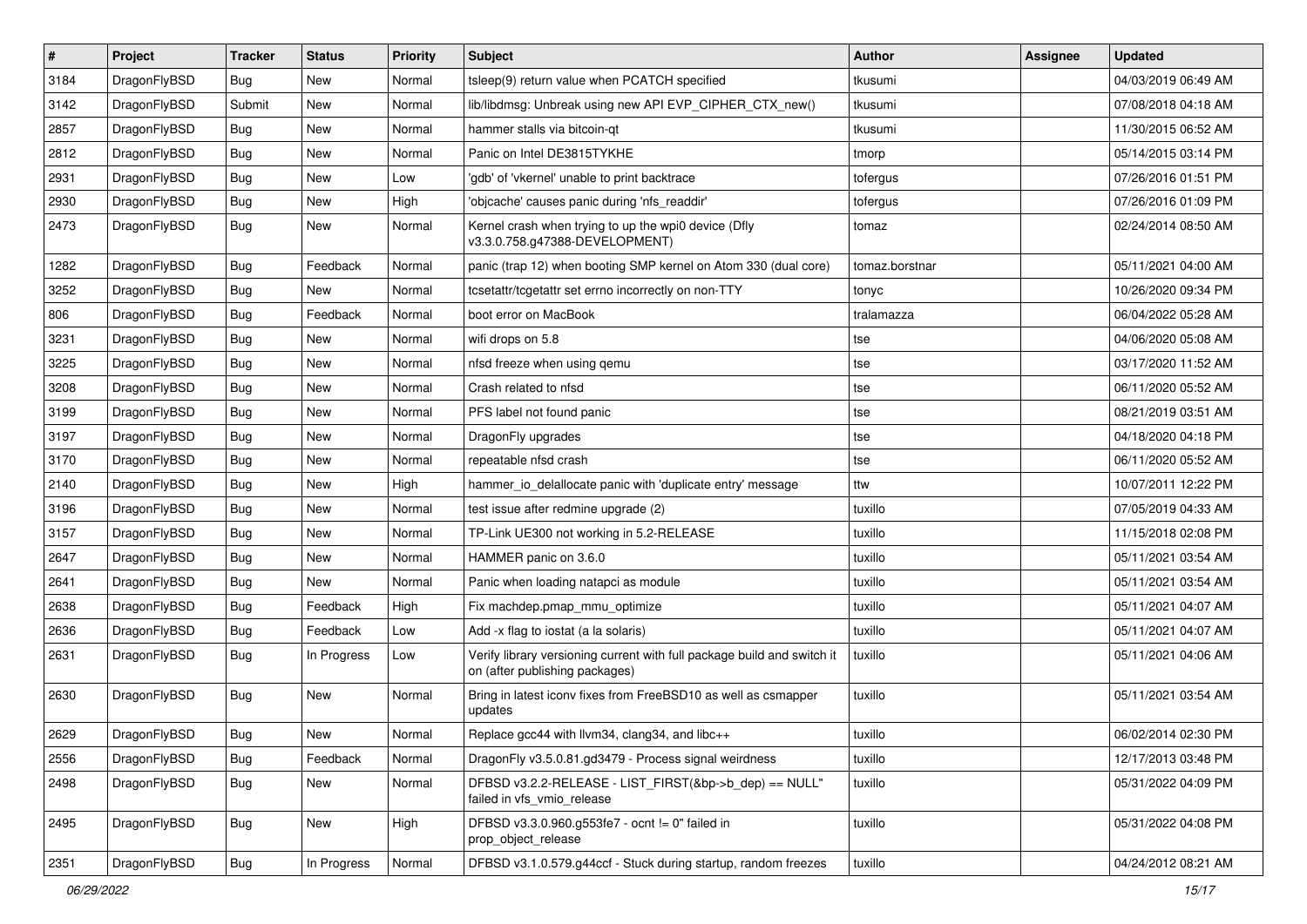| # | Project | Tracker | Status | Priority | Subject | Author | Assignee | Updated |
|---|---|---|---|---|---|---|---|---|
| 3184 | DragonFlyBSD | Bug | New | Normal | tsleep(9) return value when PCATCH specified | tkusumi | | 04/03/2019 06:49 AM |
| 3142 | DragonFlyBSD | Submit | New | Normal | lib/libdmsg: Unbreak using new API EVP_CIPHER_CTX_new() | tkusumi | | 07/08/2018 04:18 AM |
| 2857 | DragonFlyBSD | Bug | New | Normal | hammer stalls via bitcoin-qt | tkusumi | | 11/30/2015 06:52 AM |
| 2812 | DragonFlyBSD | Bug | New | Normal | Panic on Intel DE3815TYKHE | tmorp | | 05/14/2015 03:14 PM |
| 2931 | DragonFlyBSD | Bug | New | Low | 'gdb' of 'vkernel' unable to print backtrace | tofergus | | 07/26/2016 01:51 PM |
| 2930 | DragonFlyBSD | Bug | New | High | 'objcache' causes panic during 'nfs_readdir' | tofergus | | 07/26/2016 01:09 PM |
| 2473 | DragonFlyBSD | Bug | New | Normal | Kernel crash when trying to up the wpi0 device (Dfly v3.3.0.758.g47388-DEVELOPMENT) | tomaz | | 02/24/2014 08:50 AM |
| 1282 | DragonFlyBSD | Bug | Feedback | Normal | panic (trap 12) when booting SMP kernel on Atom 330 (dual core) | tomaz.borstnar | | 05/11/2021 04:00 AM |
| 3252 | DragonFlyBSD | Bug | New | Normal | tcsetattr/tcgetattr set errno incorrectly on non-TTY | tonyc | | 10/26/2020 09:34 PM |
| 806 | DragonFlyBSD | Bug | Feedback | Normal | boot error on MacBook | tralamazza | | 06/04/2022 05:28 AM |
| 3231 | DragonFlyBSD | Bug | New | Normal | wifi drops on 5.8 | tse | | 04/06/2020 05:08 AM |
| 3225 | DragonFlyBSD | Bug | New | Normal | nfsd freeze when using qemu | tse | | 03/17/2020 11:52 AM |
| 3208 | DragonFlyBSD | Bug | New | Normal | Crash related to nfsd | tse | | 06/11/2020 05:52 AM |
| 3199 | DragonFlyBSD | Bug | New | Normal | PFS label not found panic | tse | | 08/21/2019 03:51 AM |
| 3197 | DragonFlyBSD | Bug | New | Normal | DragonFly upgrades | tse | | 04/18/2020 04:18 PM |
| 3170 | DragonFlyBSD | Bug | New | Normal | repeatable nfsd crash | tse | | 06/11/2020 05:52 AM |
| 2140 | DragonFlyBSD | Bug | New | High | hammer_io_delallocate panic with 'duplicate entry' message | ttw | | 10/07/2011 12:22 PM |
| 3196 | DragonFlyBSD | Bug | New | Normal | test issue after redmine upgrade (2) | tuxillo | | 07/05/2019 04:33 AM |
| 3157 | DragonFlyBSD | Bug | New | Normal | TP-Link UE300 not working in 5.2-RELEASE | tuxillo | | 11/15/2018 02:08 PM |
| 2647 | DragonFlyBSD | Bug | New | Normal | HAMMER panic on 3.6.0 | tuxillo | | 05/11/2021 03:54 AM |
| 2641 | DragonFlyBSD | Bug | New | Normal | Panic when loading natapci as module | tuxillo | | 05/11/2021 03:54 AM |
| 2638 | DragonFlyBSD | Bug | Feedback | High | Fix machdep.pmap_mmu_optimize | tuxillo | | 05/11/2021 04:07 AM |
| 2636 | DragonFlyBSD | Bug | Feedback | Low | Add -x flag to iostat (a la solaris) | tuxillo | | 05/11/2021 04:07 AM |
| 2631 | DragonFlyBSD | Bug | In Progress | Low | Verify library versioning current with full package build and switch it on (after publishing packages) | tuxillo | | 05/11/2021 04:06 AM |
| 2630 | DragonFlyBSD | Bug | New | Normal | Bring in latest iconv fixes from FreeBSD10 as well as csmapper updates | tuxillo | | 05/11/2021 03:54 AM |
| 2629 | DragonFlyBSD | Bug | New | Normal | Replace gcc44 with llvm34, clang34, and libc++ | tuxillo | | 06/02/2014 02:30 PM |
| 2556 | DragonFlyBSD | Bug | Feedback | Normal | DragonFly v3.5.0.81.gd3479 - Process signal weirdness | tuxillo | | 12/17/2013 03:48 PM |
| 2498 | DragonFlyBSD | Bug | New | Normal | DFBSD v3.2.2-RELEASE - LIST_FIRST(&bp->b_dep) == NULL" failed in vfs_vmio_release | tuxillo | | 05/31/2022 04:09 PM |
| 2495 | DragonFlyBSD | Bug | New | High | DFBSD v3.3.0.960.g553fe7 - ocnt != 0" failed in prop_object_release | tuxillo | | 05/31/2022 04:08 PM |
| 2351 | DragonFlyBSD | Bug | In Progress | Normal | DFBSD v3.1.0.579.g44ccf - Stuck during startup, random freezes | tuxillo | | 04/24/2012 08:21 AM |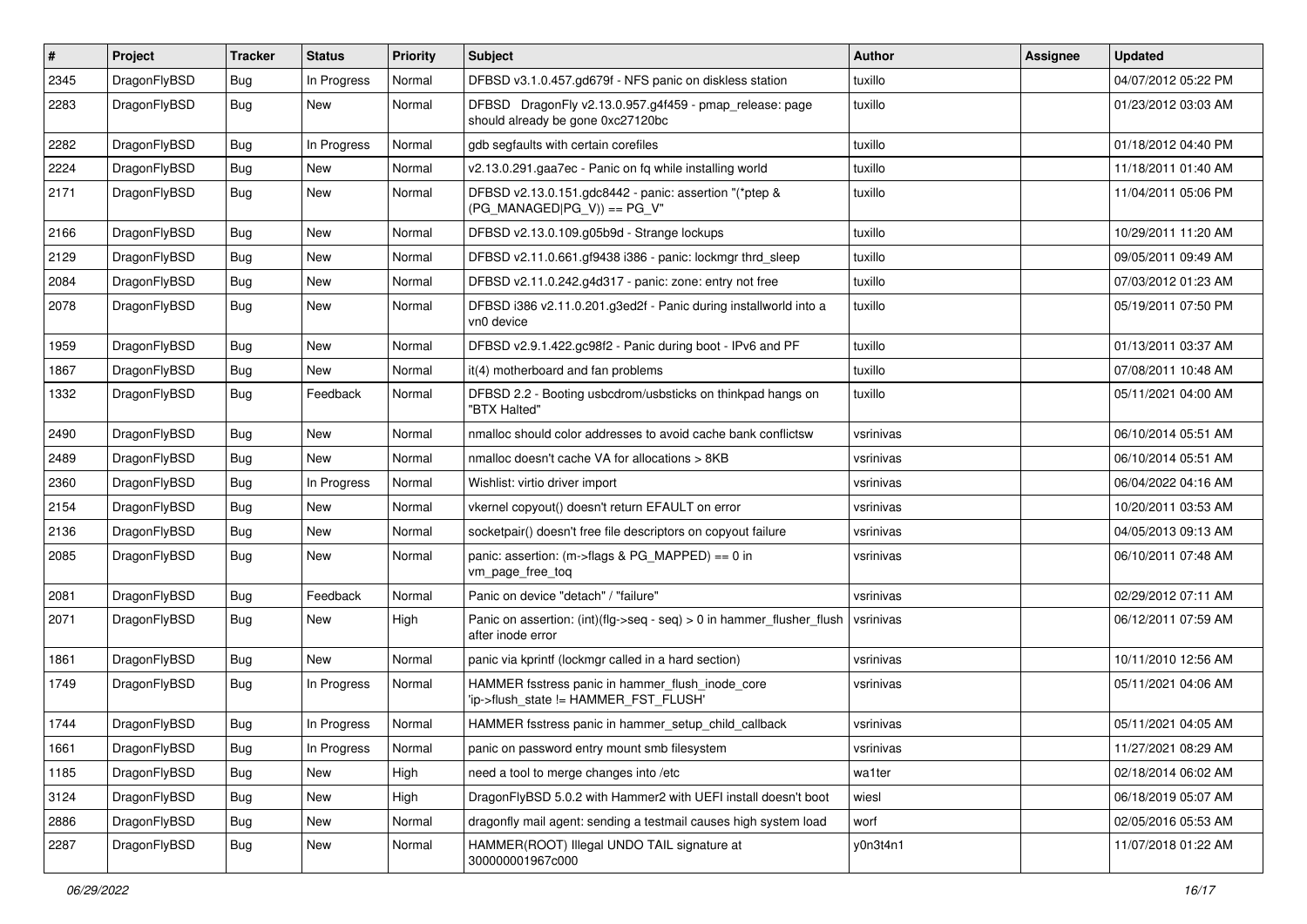| # | Project | Tracker | Status | Priority | Subject | Author | Assignee | Updated |
|---|---|---|---|---|---|---|---|---|
| 2345 | DragonFlyBSD | Bug | In Progress | Normal | DFBSD v3.1.0.457.gd679f - NFS panic on diskless station | tuxillo | | 04/07/2012 05:22 PM |
| 2283 | DragonFlyBSD | Bug | New | Normal | DFBSD DragonFly v2.13.0.957.g4f459 - pmap_release: page should already be gone 0xc27120bc | tuxillo | | 01/23/2012 03:03 AM |
| 2282 | DragonFlyBSD | Bug | In Progress | Normal | gdb segfaults with certain corefiles | tuxillo | | 01/18/2012 04:40 PM |
| 2224 | DragonFlyBSD | Bug | New | Normal | v2.13.0.291.gaa7ec - Panic on fq while installing world | tuxillo | | 11/18/2011 01:40 AM |
| 2171 | DragonFlyBSD | Bug | New | Normal | DFBSD v2.13.0.151.gdc8442 - panic: assertion "(*ptep & (PG_MANAGED\|PG_V)) == PG_V" | tuxillo | | 11/04/2011 05:06 PM |
| 2166 | DragonFlyBSD | Bug | New | Normal | DFBSD v2.13.0.109.g05b9d - Strange lockups | tuxillo | | 10/29/2011 11:20 AM |
| 2129 | DragonFlyBSD | Bug | New | Normal | DFBSD v2.11.0.661.gf9438 i386 - panic: lockmgr thrd_sleep | tuxillo | | 09/05/2011 09:49 AM |
| 2084 | DragonFlyBSD | Bug | New | Normal | DFBSD v2.11.0.242.g4d317 - panic: zone: entry not free | tuxillo | | 07/03/2012 01:23 AM |
| 2078 | DragonFlyBSD | Bug | New | Normal | DFBSD i386 v2.11.0.201.g3ed2f - Panic during installworld into a vn0 device | tuxillo | | 05/19/2011 07:50 PM |
| 1959 | DragonFlyBSD | Bug | New | Normal | DFBSD v2.9.1.422.gc98f2 - Panic during boot - IPv6 and PF | tuxillo | | 01/13/2011 03:37 AM |
| 1867 | DragonFlyBSD | Bug | New | Normal | it(4) motherboard and fan problems | tuxillo | | 07/08/2011 10:48 AM |
| 1332 | DragonFlyBSD | Bug | Feedback | Normal | DFBSD 2.2 - Booting usbcdrom/usbsticks on thinkpad hangs on "BTX Halted" | tuxillo | | 05/11/2021 04:00 AM |
| 2490 | DragonFlyBSD | Bug | New | Normal | nmalloc should color addresses to avoid cache bank conflictsw | vsrinivas | | 06/10/2014 05:51 AM |
| 2489 | DragonFlyBSD | Bug | New | Normal | nmalloc doesn't cache VA for allocations > 8KB | vsrinivas | | 06/10/2014 05:51 AM |
| 2360 | DragonFlyBSD | Bug | In Progress | Normal | Wishlist: virtio driver import | vsrinivas | | 06/04/2022 04:16 AM |
| 2154 | DragonFlyBSD | Bug | New | Normal | vkernel copyout() doesn't return EFAULT on error | vsrinivas | | 10/20/2011 03:53 AM |
| 2136 | DragonFlyBSD | Bug | New | Normal | socketpair() doesn't free file descriptors on copyout failure | vsrinivas | | 04/05/2013 09:13 AM |
| 2085 | DragonFlyBSD | Bug | New | Normal | panic: assertion: (m->flags & PG_MAPPED) == 0 in vm_page_free_toq | vsrinivas | | 06/10/2011 07:48 AM |
| 2081 | DragonFlyBSD | Bug | Feedback | Normal | Panic on device "detach" / "failure" | vsrinivas | | 02/29/2012 07:11 AM |
| 2071 | DragonFlyBSD | Bug | New | High | Panic on assertion: (int)(flg->seq - seq) > 0 in hammer_flusher_flush after inode error | vsrinivas | | 06/12/2011 07:59 AM |
| 1861 | DragonFlyBSD | Bug | New | Normal | panic via kprintf (lockmgr called in a hard section) | vsrinivas | | 10/11/2010 12:56 AM |
| 1749 | DragonFlyBSD | Bug | In Progress | Normal | HAMMER fsstress panic in hammer_flush_inode_core 'ip->flush_state != HAMMER_FST_FLUSH' | vsrinivas | | 05/11/2021 04:06 AM |
| 1744 | DragonFlyBSD | Bug | In Progress | Normal | HAMMER fsstress panic in hammer_setup_child_callback | vsrinivas | | 05/11/2021 04:05 AM |
| 1661 | DragonFlyBSD | Bug | In Progress | Normal | panic on password entry mount smb filesystem | vsrinivas | | 11/27/2021 08:29 AM |
| 1185 | DragonFlyBSD | Bug | New | High | need a tool to merge changes into /etc | wa1ter | | 02/18/2014 06:02 AM |
| 3124 | DragonFlyBSD | Bug | New | High | DragonFlyBSD 5.0.2 with Hammer2 with UEFI install doesn't boot | wiesl | | 06/18/2019 05:07 AM |
| 2886 | DragonFlyBSD | Bug | New | Normal | dragonfly mail agent: sending a testmail causes high system load | worf | | 02/05/2016 05:53 AM |
| 2287 | DragonFlyBSD | Bug | New | Normal | HAMMER(ROOT) Illegal UNDO TAIL signature at 300000001967c000 | y0n3t4n1 | | 11/07/2018 01:22 AM |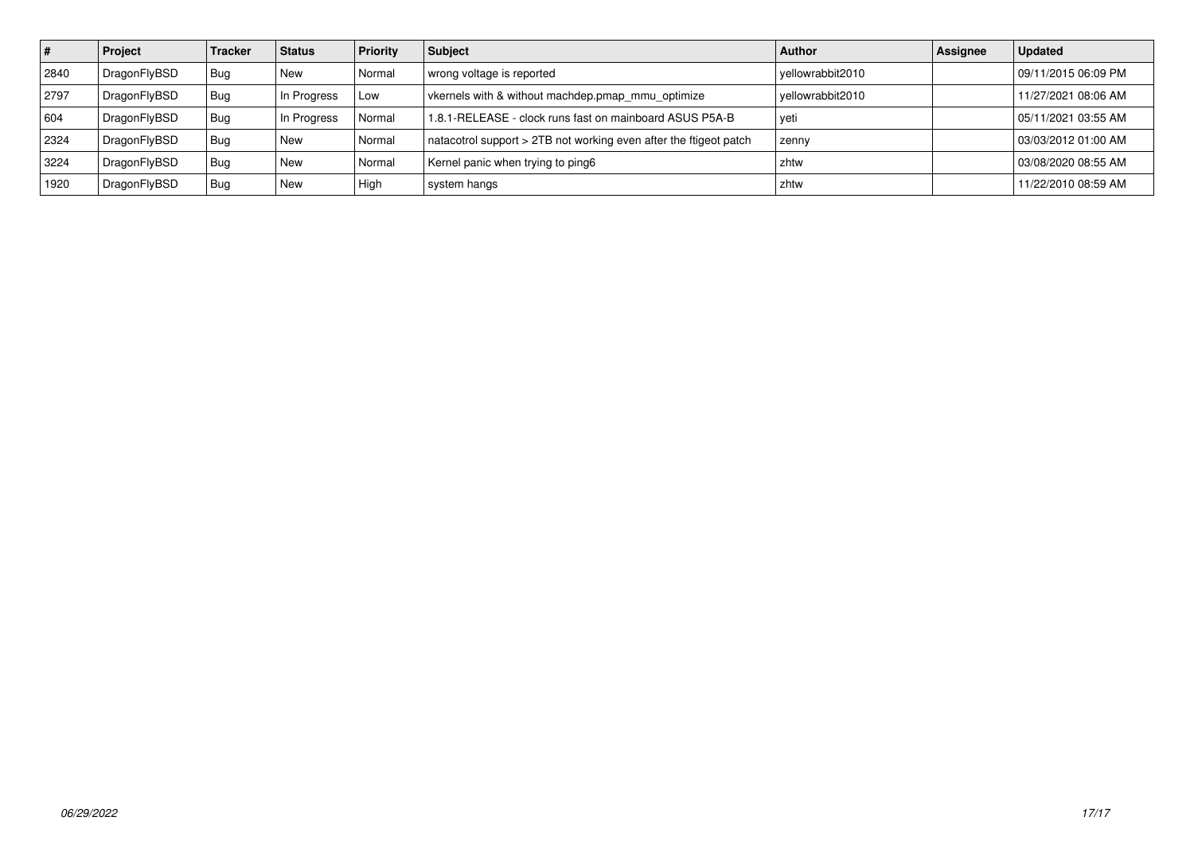| # | Project | Tracker | Status | Priority | Subject | Author | Assignee | Updated |
| --- | --- | --- | --- | --- | --- | --- | --- | --- |
| 2840 | DragonFlyBSD | Bug | New | Normal | wrong voltage is reported | yellowrabbit2010 | | 09/11/2015 06:09 PM |
| 2797 | DragonFlyBSD | Bug | In Progress | Low | vkernels with & without machdep.pmap_mmu_optimize | yellowrabbit2010 | | 11/27/2021 08:06 AM |
| 604 | DragonFlyBSD | Bug | In Progress | Normal | 1.8.1-RELEASE - clock runs fast on mainboard ASUS P5A-B | yeti | | 05/11/2021 03:55 AM |
| 2324 | DragonFlyBSD | Bug | New | Normal | natacotrol support > 2TB not working even after the ftigeot patch | zenny | | 03/03/2012 01:00 AM |
| 3224 | DragonFlyBSD | Bug | New | Normal | Kernel panic when trying to ping6 | zhtw | | 03/08/2020 08:55 AM |
| 1920 | DragonFlyBSD | Bug | New | High | system hangs | zhtw | | 11/22/2010 08:59 AM |